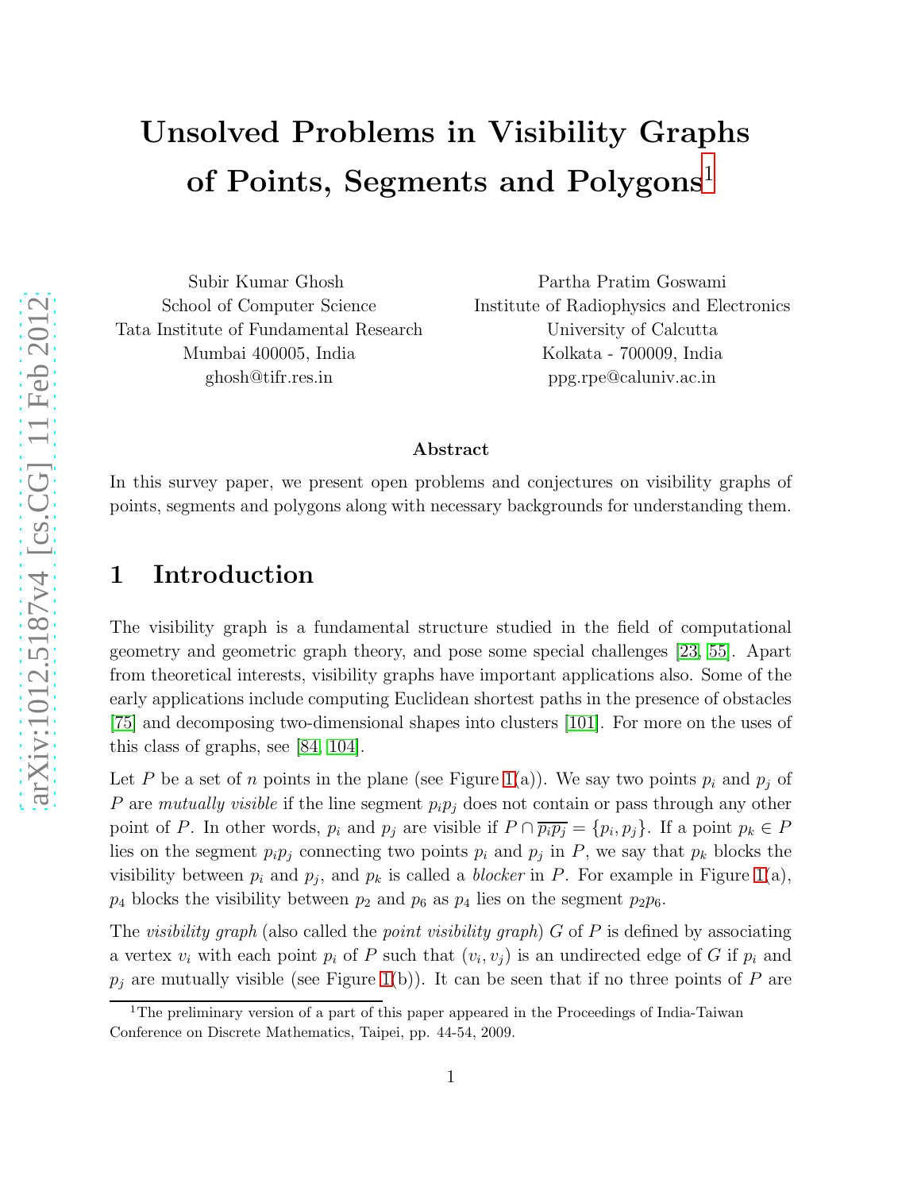# Unsolved Problems in Visibility Graphs of Points, Segments and Polygons[1]

Subir Kumar Ghosh
School of Computer Science
Tata Institute of Fundamental Research
Mumbai 400005, India
ghosh@tifr.res.in

Partha Pratim Goswami
Institute of Radiophysics and Electronics
University of Calcutta
Kolkata - 700009, India
ppg.rpe@caluniv.ac.in

### Abstract

In this survey paper, we present open problems and conjectures on visibility graphs of points, segments and polygons along with necessary backgrounds for understanding them.

## 1 Introduction

The visibility graph is a fundamental structure studied in the field of computational geometry and geometric graph theory, and pose some special challenges [23, 55]. Apart from theoretical interests, visibility graphs have important applications also. Some of the early applications include computing Euclidean shortest paths in the presence of obstacles [75] and decomposing two-dimensional shapes into clusters [101]. For more on the uses of this class of graphs, see [84, 104].

Let $P$ be a set of $n$ points in the plane (see Figure 1(a)). We say two points $p_i$ and $p_j$ of $P$ are *mutually visible* if the line segment $p_ip_j$ does not contain or pass through any other point of $P$. In other words, $p_i$ and $p_j$ are visible if $P \cap \overline{p_ip_j} = \{p_i, p_j\}$. If a point $p_k \in P$ lies on the segment $p_ip_j$ connecting two points $p_i$ and $p_j$ in $P$, we say that $p_k$ blocks the visibility between $p_i$ and $p_j$, and $p_k$ is called a *blocker* in $P$. For example in Figure 1(a), $p_4$ blocks the visibility between $p_2$ and $p_6$ as $p_4$ lies on the segment $p_2p_6$.

The *visibility graph* (also called the *point visibility graph*) $G$ of $P$ is defined by associating a vertex $v_i$ with each point $p_i$ of $P$ such that $(v_i, v_j)$ is an undirected edge of $G$ if $p_i$ and $p_j$ are mutually visible (see Figure 1(b)). It can be seen that if no three points of $P$ are

[1] The preliminary version of a part of this paper appeared in the Proceedings of India-Taiwan Conference on Discrete Mathematics, Taipei, pp. 44-54, 2009.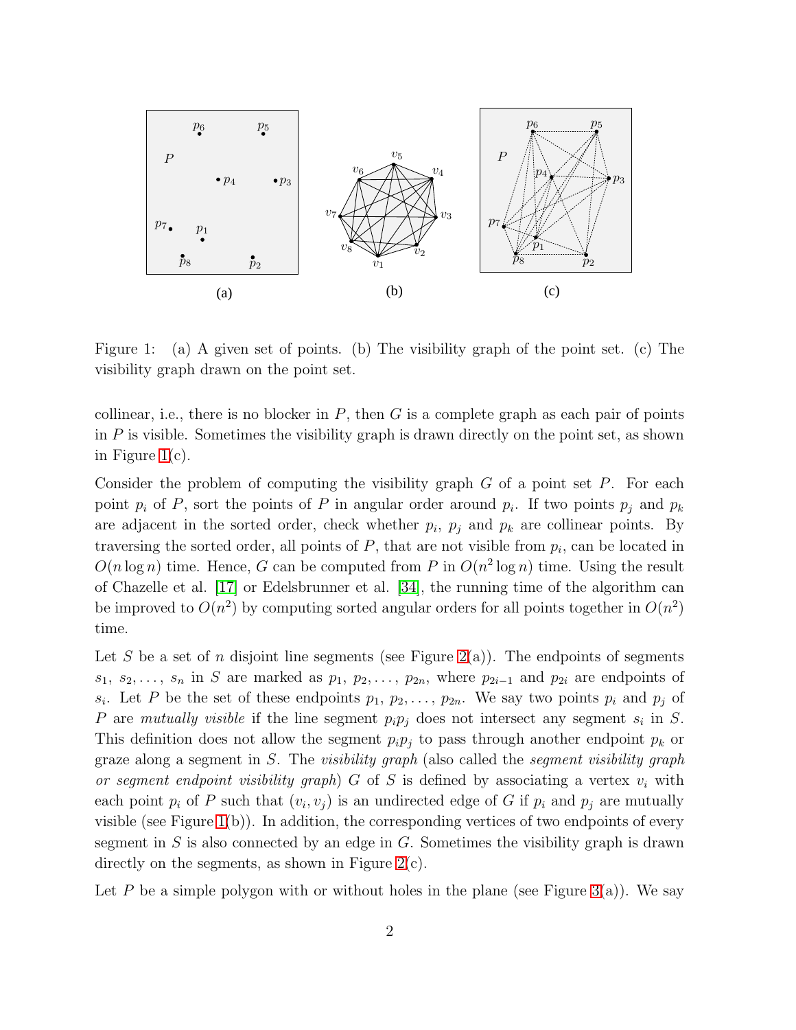Figure 1: (a) A given set of points. (b) The visibility graph of the point set. (c) The visibility graph drawn on the point set.

collinear, i.e., there is no blocker in $P$, then $G$ is a complete graph as each pair of points in $P$ is visible. Sometimes the visibility graph is drawn directly on the point set, as shown in Figure 1(c).

Consider the problem of computing the visibility graph $G$ of a point set $P$. For each point $p_i$ of $P$, sort the points of $P$ in angular order around $p_i$. If two points $p_j$ and $p_k$ are adjacent in the sorted order, check whether $p_i$, $p_j$ and $p_k$ are collinear points. By traversing the sorted order, all points of $P$, that are not visible from $p_i$, can be located in $O(n \log n)$ time. Hence, $G$ can be computed from $P$ in $O(n^2 \log n)$ time. Using the result of Chazelle et al. [17] or Edelsbrunner et al. [34], the running time of the algorithm can be improved to $O(n^2)$ by computing sorted angular orders for all points together in $O(n^2)$ time.

Let $S$ be a set of $n$ disjoint line segments (see Figure 2(a)). The endpoints of segments $s_1$, $s_2, \ldots, s_n$ in $S$ are marked as $p_1$, $p_2, \ldots, p_{2n}$, where $p_{2i-1}$ and $p_{2i}$ are endpoints of $s_i$. Let $P$ be the set of these endpoints $p_1$, $p_2, \ldots, p_{2n}$. We say two points $p_i$ and $p_j$ of $P$ are *mutually visible* if the line segment $p_ip_j$ does not intersect any segment $s_i$ in $S$. This definition does not allow the segment $p_ip_j$ to pass through another endpoint $p_k$ or graze along a segment in $S$. The *visibility graph* (also called the *segment visibility graph or segment endpoint visibility graph*) $G$ of $S$ is defined by associating a vertex $v_i$ with each point $p_i$ of $P$ such that $(v_i, v_j)$ is an undirected edge of $G$ if $p_i$ and $p_j$ are mutually visible (see Figure 1(b)). In addition, the corresponding vertices of two endpoints of every segment in $S$ is also connected by an edge in $G$. Sometimes the visibility graph is drawn directly on the segments, as shown in Figure 2(c).

Let $P$ be a simple polygon with or without holes in the plane (see Figure 3(a)). We say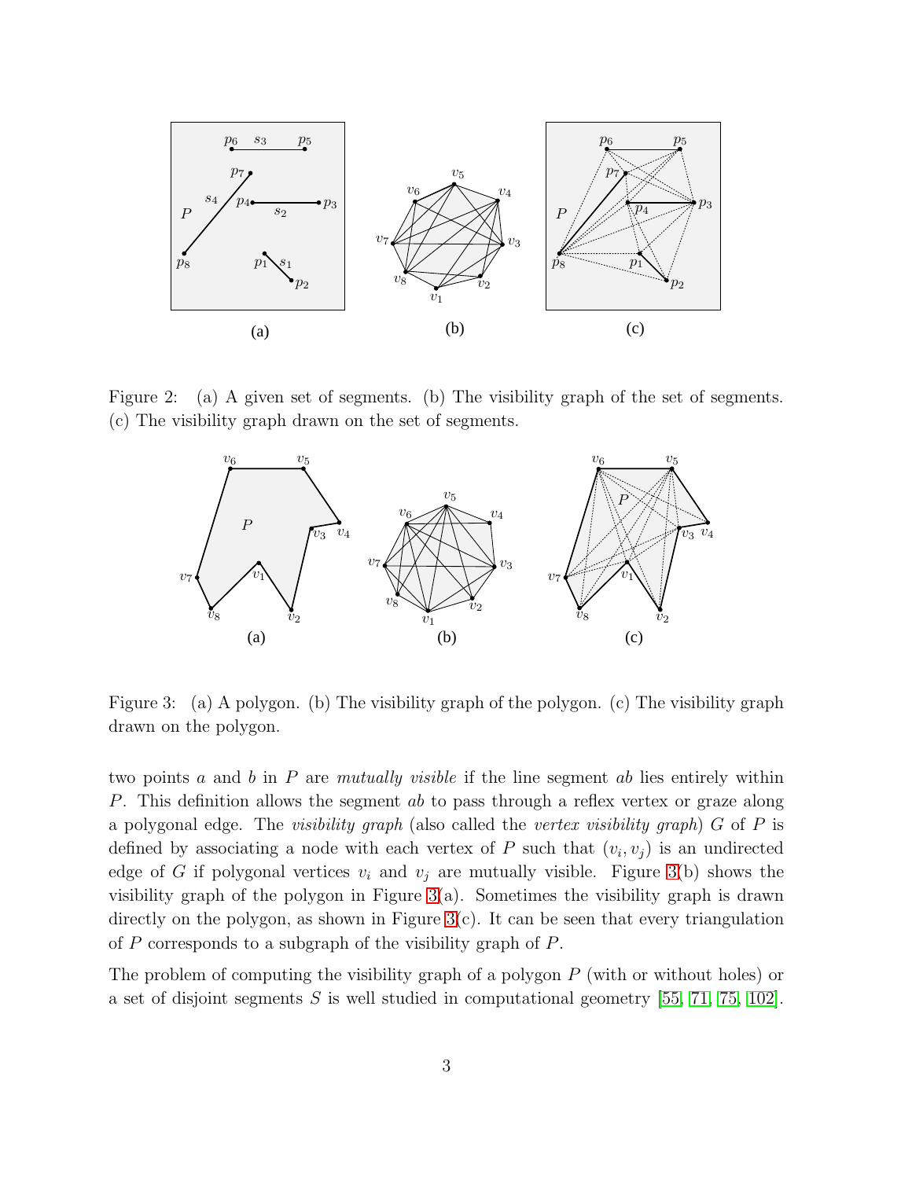Figure 2: (a) A given set of segments. (b) The visibility graph of the set of segments. (c) The visibility graph drawn on the set of segments.

Figure 3: (a) A polygon. (b) The visibility graph of the polygon. (c) The visibility graph drawn on the polygon.

two points $a$ and $b$ in $P$ are *mutually visible* if the line segment $ab$ lies entirely within $P$. This definition allows the segment $ab$ to pass through a reflex vertex or graze along a polygonal edge. The *visibility graph* (also called the *vertex visibility graph*) $G$ of $P$ is defined by associating a node with each vertex of $P$ such that $(v_i, v_j)$ is an undirected edge of $G$ if polygonal vertices $v_i$ and $v_j$ are mutually visible. Figure 3(b) shows the visibility graph of the polygon in Figure 3(a). Sometimes the visibility graph is drawn directly on the polygon, as shown in Figure 3(c). It can be seen that every triangulation of $P$ corresponds to a subgraph of the visibility graph of $P$.

The problem of computing the visibility graph of a polygon $P$ (with or without holes) or a set of disjoint segments $S$ is well studied in computational geometry [55, 71, 75, 102].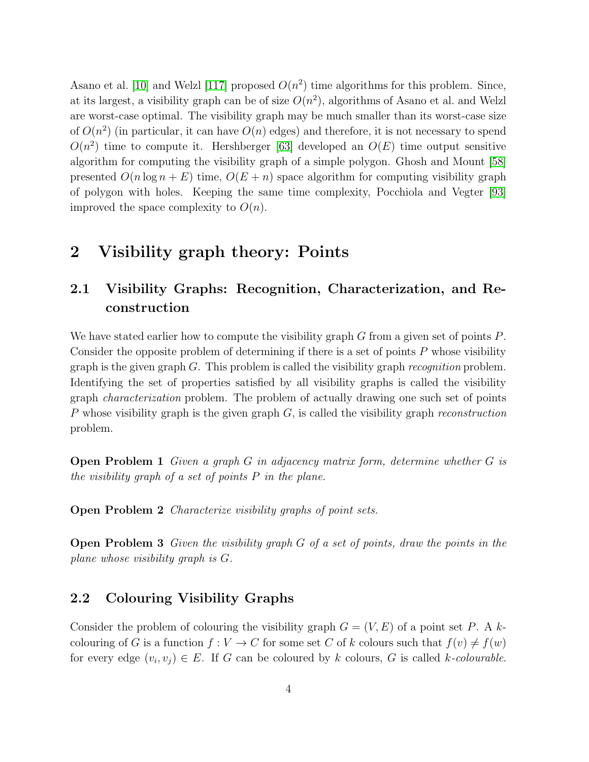Asano et al. [10] and Welzl [117] proposed $O(n^2)$ time algorithms for this problem. Since, at its largest, a visibility graph can be of size $O(n^2)$, algorithms of Asano et al. and Welzl are worst-case optimal. The visibility graph may be much smaller than its worst-case size of $O(n^2)$ (in particular, it can have $O(n)$ edges) and therefore, it is not necessary to spend $O(n^2)$ time to compute it. Hershberger [63] developed an $O(E)$ time output sensitive algorithm for computing the visibility graph of a simple polygon. Ghosh and Mount [58] presented $O(n \log n + E)$ time, $O(E + n)$ space algorithm for computing visibility graph of polygon with holes. Keeping the same time complexity, Pocchiola and Vegter [93] improved the space complexity to $O(n)$.

# 2 Visibility graph theory: Points

## 2.1 Visibility Graphs: Recognition, Characterization, and Reconstruction

We have stated earlier how to compute the visibility graph $G$ from a given set of points $P$. Consider the opposite problem of determining if there is a set of points $P$ whose visibility graph is the given graph $G$. This problem is called the visibility graph *recognition* problem. Identifying the set of properties satisfied by all visibility graphs is called the visibility graph *characterization* problem. The problem of actually drawing one such set of points $P$ whose visibility graph is the given graph $G$, is called the visibility graph *reconstruction* problem.

**Open Problem 1** *Given a graph $G$ in adjacency matrix form, determine whether $G$ is the visibility graph of a set of points $P$ in the plane.*

**Open Problem 2** *Characterize visibility graphs of point sets.*

**Open Problem 3** *Given the visibility graph $G$ of a set of points, draw the points in the plane whose visibility graph is $G$.*

## 2.2 Colouring Visibility Graphs

Consider the problem of colouring the visibility graph $G = (V, E)$ of a point set $P$. A $k$-colouring of $G$ is a function $f : V \to C$ for some set $C$ of $k$ colours such that $f(v) \neq f(w)$ for every edge $(v_i, v_j) \in E$. If $G$ can be coloured by $k$ colours, $G$ is called *$k$-colourable*.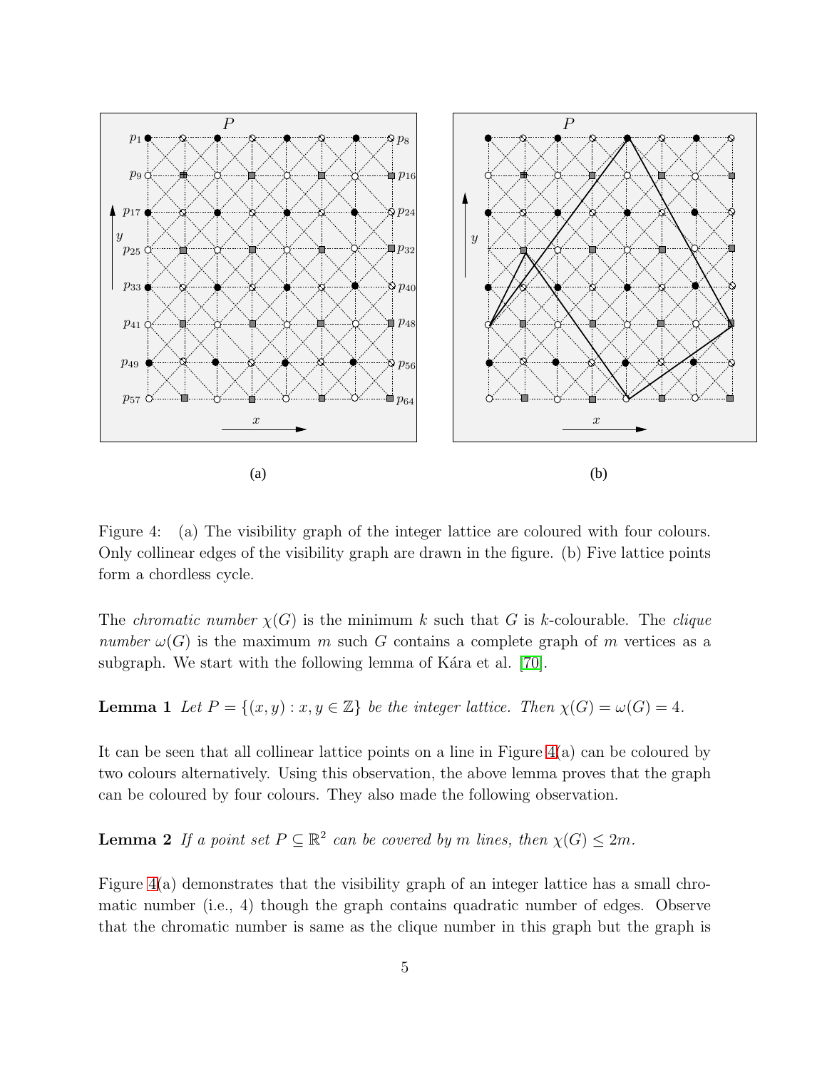Figure 4: (a) The visibility graph of the integer lattice are coloured with four colours. Only collinear edges of the visibility graph are drawn in the figure. (b) Five lattice points form a chordless cycle.

The *chromatic number* $\chi(G)$ is the minimum $k$ such that $G$ is $k$-colourable. The *clique number* $\omega(G)$ is the maximum $m$ such $G$ contains a complete graph of $m$ vertices as a subgraph. We start with the following lemma of Kára et al. [70].

**Lemma 1** *Let $P = \{(x, y) : x, y \in \mathbb{Z}\}$ be the integer lattice. Then $\chi(G) = \omega(G) = 4$.*

It can be seen that all collinear lattice points on a line in Figure 4(a) can be coloured by two colours alternatively. Using this observation, the above lemma proves that the graph can be coloured by four colours. They also made the following observation.

**Lemma 2** *If a point set $P \subseteq \mathbb{R}^2$ can be covered by $m$ lines, then $\chi(G) \leq 2m$.*

Figure 4(a) demonstrates that the visibility graph of an integer lattice has a small chromatic number (i.e., 4) though the graph contains quadratic number of edges. Observe that the chromatic number is same as the clique number in this graph but the graph is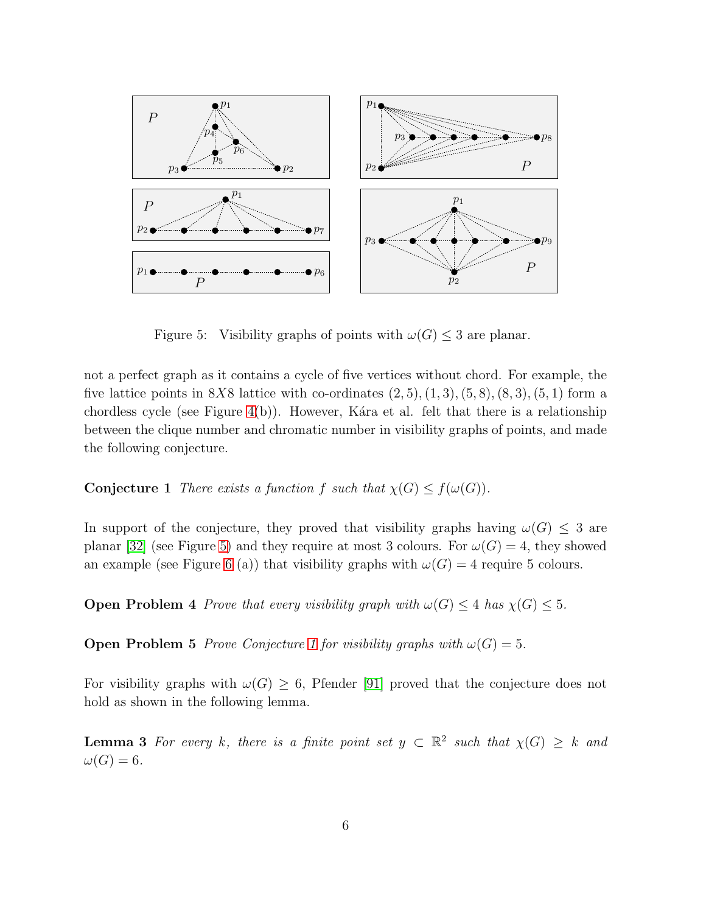Figure 5: Visibility graphs of points with $\omega(G) \leq 3$ are planar.

not a perfect graph as it contains a cycle of five vertices without chord. For example, the five lattice points in $8X8$ lattice with co-ordinates $(2,5),(1,3),(5,8),(8,3),(5,1)$ form a chordless cycle (see Figure 4(b)). However, Kára et al. felt that there is a relationship between the clique number and chromatic number in visibility graphs of points, and made the following conjecture.

**Conjecture 1** *There exists a function $f$ such that $\chi(G) \leq f(\omega(G))$.*

In support of the conjecture, they proved that visibility graphs having $\omega(G) \leq 3$ are planar [32] (see Figure 5) and they require at most 3 colours. For $\omega(G) = 4$, they showed an example (see Figure 6 (a)) that visibility graphs with $\omega(G) = 4$ require 5 colours.

**Open Problem 4** *Prove that every visibility graph with $\omega(G) \leq 4$ has $\chi(G) \leq 5$.*

**Open Problem 5** *Prove Conjecture 1 for visibility graphs with $\omega(G) = 5$.*

For visibility graphs with $\omega(G) \geq 6$, Pfender [91] proved that the conjecture does not hold as shown in the following lemma.

**Lemma 3** *For every $k$, there is a finite point set $y \subset \mathbb{R}^2$ such that $\chi(G) \geq k$ and $\omega(G) = 6$.*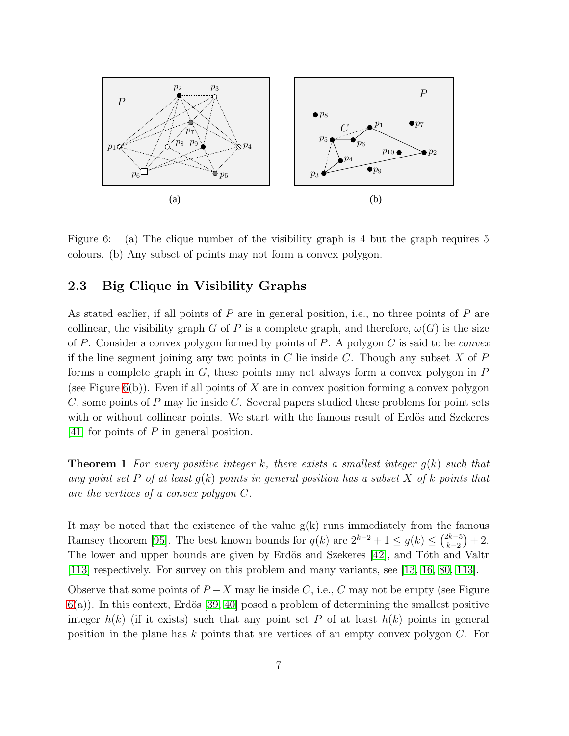Figure 6: (a) The clique number of the visibility graph is 4 but the graph requires 5 colours. (b) Any subset of points may not form a convex polygon.

### 2.3 Big Clique in Visibility Graphs

As stated earlier, if all points of $P$ are in general position, i.e., no three points of $P$ are collinear, the visibility graph $G$ of $P$ is a complete graph, and therefore, $\omega(G)$ is the size of $P$. Consider a convex polygon formed by points of $P$. A polygon $C$ is said to be *convex* if the line segment joining any two points in $C$ lie inside $C$. Though any subset $X$ of $P$ forms a complete graph in $G$, these points may not always form a convex polygon in $P$ (see Figure 6(b)). Even if all points of $X$ are in convex position forming a convex polygon $C$, some points of $P$ may lie inside $C$. Several papers studied these problems for point sets with or without collinear points. We start with the famous result of Erdös and Szekeres [41] for points of $P$ in general position.

**Theorem 1** *For every positive integer $k$, there exists a smallest integer $g(k)$ such that any point set $P$ of at least $g(k)$ points in general position has a subset $X$ of $k$ points that are the vertices of a convex polygon $C$.*

It may be noted that the existence of the value g(k) runs immediately from the famous Ramsey theorem [95]. The best known bounds for $g(k)$ are $2^{k-2} + 1 \leq g(k) \leq \binom{2k-5}{k-2} + 2$. The lower and upper bounds are given by Erdös and Szekeres [42], and Tóth and Valtr [113] respectively. For survey on this problem and many variants, see [13, 16, 80, 113].

Observe that some points of $P - X$ may lie inside $C$, i.e., $C$ may not be empty (see Figure 6(a)). In this context, Erdös [39, 40] posed a problem of determining the smallest positive integer $h(k)$ (if it exists) such that any point set $P$ of at least $h(k)$ points in general position in the plane has $k$ points that are vertices of an empty convex polygon $C$. For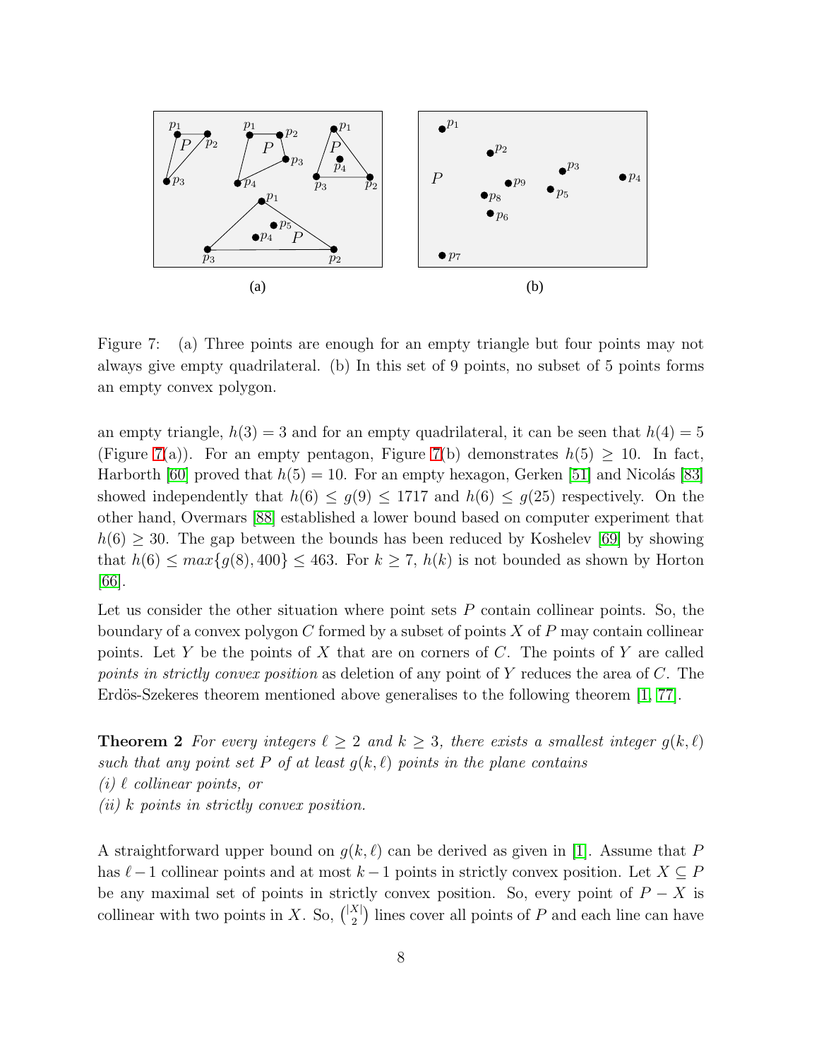Figure 7: (a) Three points are enough for an empty triangle but four points may not always give empty quadrilateral. (b) In this set of 9 points, no subset of 5 points forms an empty convex polygon.

an empty triangle, $h(3) = 3$ and for an empty quadrilateral, it can be seen that $h(4) = 5$ (Figure 7(a)). For an empty pentagon, Figure 7(b) demonstrates $h(5) \geq 10$. In fact, Harborth [60] proved that $h(5) = 10$. For an empty hexagon, Gerken [51] and Nicolás [83] showed independently that $h(6) \leq g(9) \leq 1717$ and $h(6) \leq g(25)$ respectively. On the other hand, Overmars [88] established a lower bound based on computer experiment that $h(6) \geq 30$. The gap between the bounds has been reduced by Koshelev [69] by showing that $h(6) \leq max\{g(8), 400\} \leq 463$. For $k \geq 7$, $h(k)$ is not bounded as shown by Horton [66].

Let us consider the other situation where point sets $P$ contain collinear points. So, the boundary of a convex polygon $C$ formed by a subset of points $X$ of $P$ may contain collinear points. Let $Y$ be the points of $X$ that are on corners of $C$. The points of $Y$ are called *points in strictly convex position* as deletion of any point of $Y$ reduces the area of $C$. The Erdös-Szekeres theorem mentioned above generalises to the following theorem [1, 77].

**Theorem 2** *For every integers $\ell \geq 2$ and $k \geq 3$, there exists a smallest integer $g(k, \ell)$ such that any point set $P$ of at least $g(k, \ell)$ points in the plane contains*
*(i) $\ell$ collinear points, or*
*(ii) $k$ points in strictly convex position.*

A straightforward upper bound on $g(k, \ell)$ can be derived as given in [1]. Assume that $P$ has $\ell - 1$ collinear points and at most $k - 1$ points in strictly convex position. Let $X \subseteq P$ be any maximal set of points in strictly convex position. So, every point of $P - X$ is collinear with two points in $X$. So, $\binom{|X|}{2}$ lines cover all points of $P$ and each line can have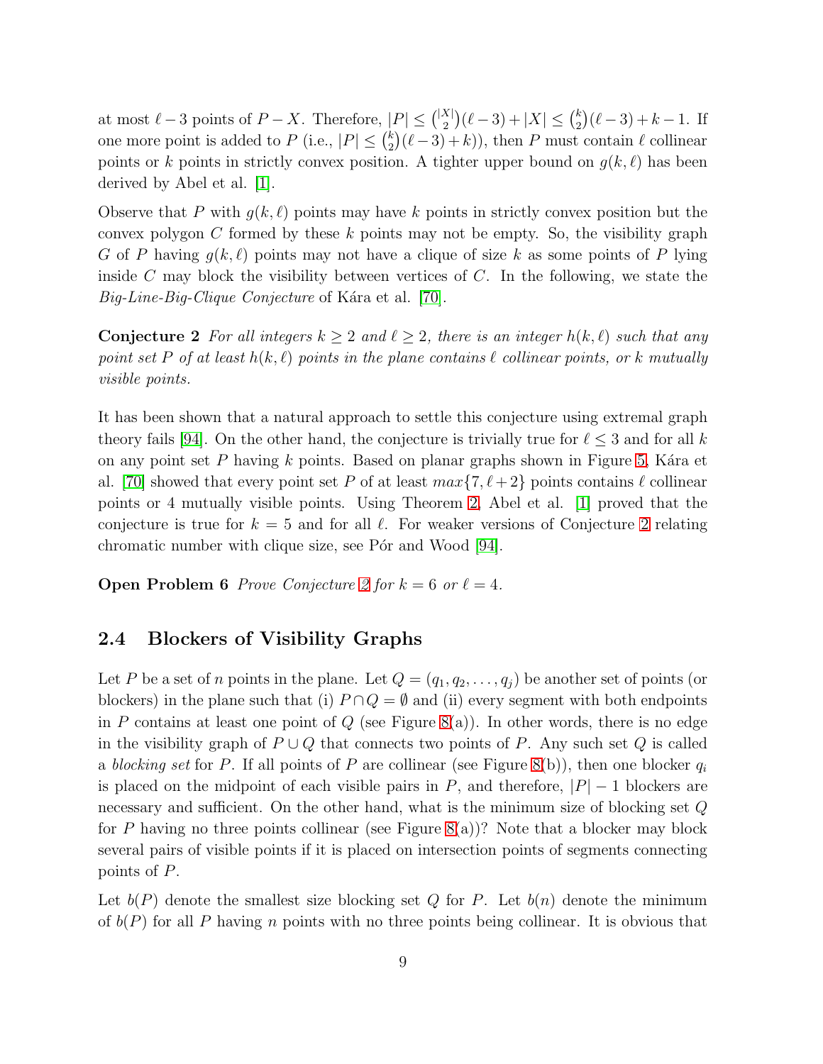at most $\ell - 3$ points of $P - X$. Therefore, $|P| \leq \binom{|X|}{2}(\ell-3) + |X| \leq \binom{k}{2}(\ell-3) + k - 1$. If one more point is added to $P$ (i.e., $|P| \leq \binom{k}{2}(\ell-3)+k)$), then $P$ must contain $\ell$ collinear points or $k$ points in strictly convex position. A tighter upper bound on $g(k,\ell)$ has been derived by Abel et al. [1].

Observe that $P$ with $g(k,\ell)$ points may have $k$ points in strictly convex position but the convex polygon $C$ formed by these $k$ points may not be empty. So, the visibility graph $G$ of $P$ having $g(k,\ell)$ points may not have a clique of size $k$ as some points of $P$ lying inside $C$ may block the visibility between vertices of $C$. In the following, we state the *Big-Line-Big-Clique Conjecture* of Kára et al. [70].

**Conjecture 2** *For all integers $k \geq 2$ and $\ell \geq 2$, there is an integer $h(k,\ell)$ such that any point set $P$ of at least $h(k,\ell)$ points in the plane contains $\ell$ collinear points, or $k$ mutually visible points.*

It has been shown that a natural approach to settle this conjecture using extremal graph theory fails [94]. On the other hand, the conjecture is trivially true for $\ell \leq 3$ and for all $k$ on any point set $P$ having $k$ points. Based on planar graphs shown in Figure 5, Kára et al. [70] showed that every point set $P$ of at least $max\{7, \ell+2\}$ points contains $\ell$ collinear points or 4 mutually visible points. Using Theorem 2, Abel et al. [1] proved that the conjecture is true for $k = 5$ and for all $\ell$. For weaker versions of Conjecture 2 relating chromatic number with clique size, see Pór and Wood [94].

**Open Problem 6** *Prove Conjecture 2 for $k = 6$ or $\ell = 4$.*

### 2.4 Blockers of Visibility Graphs

Let $P$ be a set of $n$ points in the plane. Let $Q = (q_1, q_2, \ldots, q_j)$ be another set of points (or blockers) in the plane such that (i) $P \cap Q = \emptyset$ and (ii) every segment with both endpoints in $P$ contains at least one point of $Q$ (see Figure 8(a)). In other words, there is no edge in the visibility graph of $P \cup Q$ that connects two points of $P$. Any such set $Q$ is called a *blocking set* for $P$. If all points of $P$ are collinear (see Figure 8(b)), then one blocker $q_i$ is placed on the midpoint of each visible pairs in $P$, and therefore, $|P| - 1$ blockers are necessary and sufficient. On the other hand, what is the minimum size of blocking set $Q$ for $P$ having no three points collinear (see Figure 8(a))? Note that a blocker may block several pairs of visible points if it is placed on intersection points of segments connecting points of $P$.

Let $b(P)$ denote the smallest size blocking set $Q$ for $P$. Let $b(n)$ denote the minimum of $b(P)$ for all $P$ having $n$ points with no three points being collinear. It is obvious that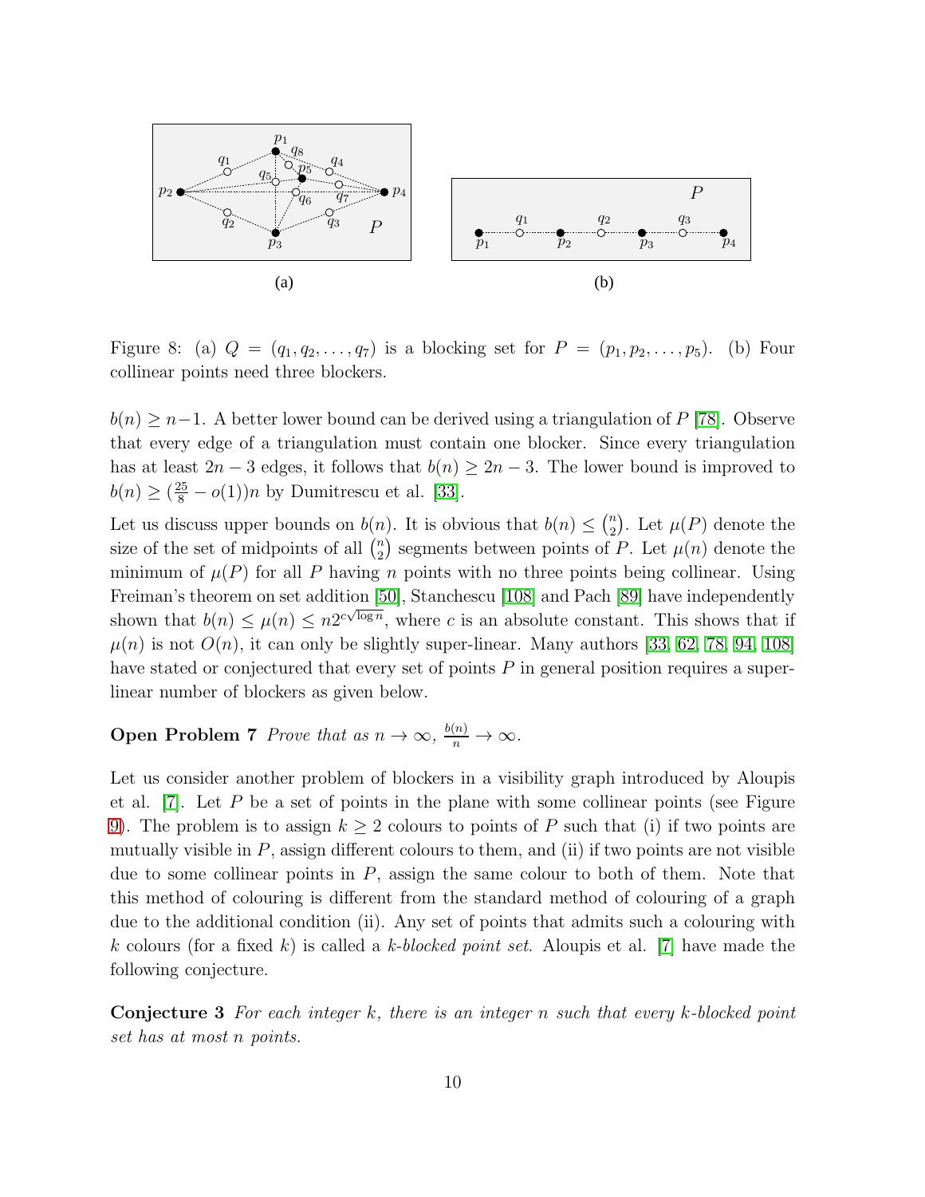Figure 8: (a) $Q = (q_1, q_2, \ldots, q_7)$ is a blocking set for $P = (p_1, p_2, \ldots, p_5)$. (b) Four collinear points need three blockers.

$b(n) \geq n-1$. A better lower bound can be derived using a triangulation of $P$ [78]. Observe that every edge of a triangulation must contain one blocker. Since every triangulation has at least $2n-3$ edges, it follows that $b(n) \geq 2n-3$. The lower bound is improved to $b(n) \geq (\frac{25}{8} - o(1))n$ by Dumitrescu et al. [33].

Let us discuss upper bounds on $b(n)$. It is obvious that $b(n) \leq \binom{n}{2}$. Let $\mu(P)$ denote the size of the set of midpoints of all $\binom{n}{2}$ segments between points of $P$. Let $\mu(n)$ denote the minimum of $\mu(P)$ for all $P$ having $n$ points with no three points being collinear. Using Freiman's theorem on set addition [50], Stanchescu [108] and Pach [89] have independently shown that $b(n) \leq \mu(n) \leq n2^{c\sqrt{\log n}}$, where $c$ is an absolute constant. This shows that if $\mu(n)$ is not $O(n)$, it can only be slightly super-linear. Many authors [33, 62, 78, 94, 108] have stated or conjectured that every set of points $P$ in general position requires a super-linear number of blockers as given below.

**Open Problem 7** *Prove that as $n \to \infty$, $\frac{b(n)}{n} \to \infty$.*

Let us consider another problem of blockers in a visibility graph introduced by Aloupis et al. [7]. Let $P$ be a set of points in the plane with some collinear points (see Figure 9). The problem is to assign $k \geq 2$ colours to points of $P$ such that (i) if two points are mutually visible in $P$, assign different colours to them, and (ii) if two points are not visible due to some collinear points in $P$, assign the same colour to both of them. Note that this method of colouring is different from the standard method of colouring of a graph due to the additional condition (ii). Any set of points that admits such a colouring with $k$ colours (for a fixed $k$) is called a *$k$-blocked point set*. Aloupis et al. [7] have made the following conjecture.

**Conjecture 3** *For each integer $k$, there is an integer $n$ such that every $k$-blocked point set has at most $n$ points.*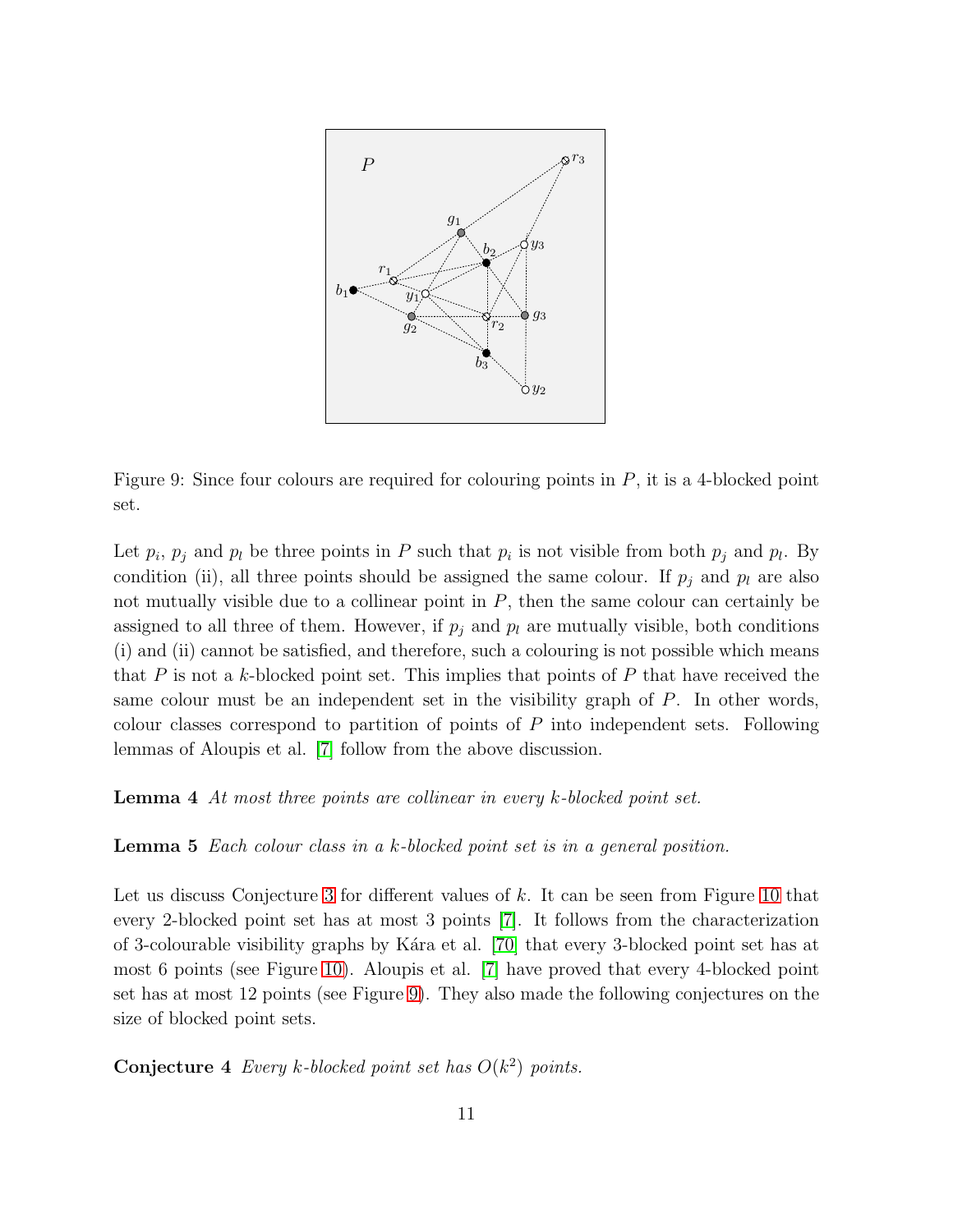Figure 9: Since four colours are required for colouring points in $P$, it is a 4-blocked point set.

Let $p_i$, $p_j$ and $p_l$ be three points in $P$ such that $p_i$ is not visible from both $p_j$ and $p_l$. By condition (ii), all three points should be assigned the same colour. If $p_j$ and $p_l$ are also not mutually visible due to a collinear point in $P$, then the same colour can certainly be assigned to all three of them. However, if $p_j$ and $p_l$ are mutually visible, both conditions (i) and (ii) cannot be satisfied, and therefore, such a colouring is not possible which means that $P$ is not a $k$-blocked point set. This implies that points of $P$ that have received the same colour must be an independent set in the visibility graph of $P$. In other words, colour classes correspond to partition of points of $P$ into independent sets. Following lemmas of Aloupis et al. [7] follow from the above discussion.

**Lemma 4** *At most three points are collinear in every $k$-blocked point set.*

**Lemma 5** *Each colour class in a $k$-blocked point set is in a general position.*

Let us discuss Conjecture 3 for different values of $k$. It can be seen from Figure 10 that every 2-blocked point set has at most 3 points [7]. It follows from the characterization of 3-colourable visibility graphs by Kára et al. [70] that every 3-blocked point set has at most 6 points (see Figure 10). Aloupis et al. [7] have proved that every 4-blocked point set has at most 12 points (see Figure 9). They also made the following conjectures on the size of blocked point sets.

**Conjecture 4** *Every $k$-blocked point set has $O(k^2)$ points.*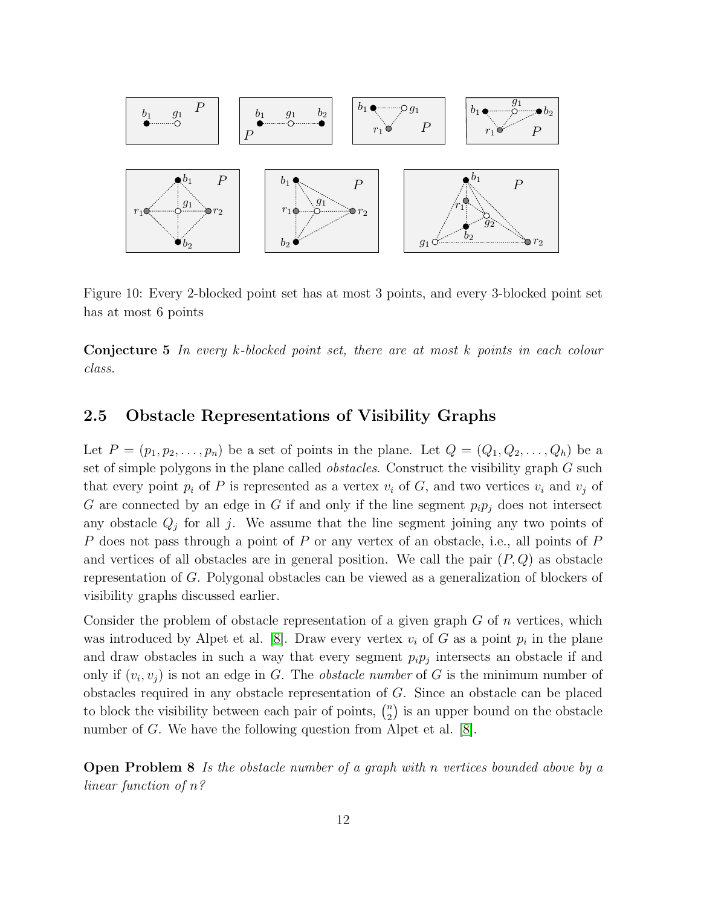Figure 10: Every 2-blocked point set has at most 3 points, and every 3-blocked point set has at most 6 points

**Conjecture 5** *In every $k$-blocked point set, there are at most $k$ points in each colour class.*

## 2.5 Obstacle Representations of Visibility Graphs

Let $P = (p_1, p_2, \ldots, p_n)$ be a set of points in the plane. Let $Q = (Q_1, Q_2, \ldots, Q_h)$ be a set of simple polygons in the plane called *obstacles*. Construct the visibility graph $G$ such that every point $p_i$ of $P$ is represented as a vertex $v_i$ of $G$, and two vertices $v_i$ and $v_j$ of $G$ are connected by an edge in $G$ if and only if the line segment $p_ip_j$ does not intersect any obstacle $Q_j$ for all $j$. We assume that the line segment joining any two points of $P$ does not pass through a point of $P$ or any vertex of an obstacle, i.e., all points of $P$ and vertices of all obstacles are in general position. We call the pair $(P, Q)$ as obstacle representation of $G$. Polygonal obstacles can be viewed as a generalization of blockers of visibility graphs discussed earlier.

Consider the problem of obstacle representation of a given graph $G$ of $n$ vertices, which was introduced by Alpet et al. [8]. Draw every vertex $v_i$ of $G$ as a point $p_i$ in the plane and draw obstacles in such a way that every segment $p_ip_j$ intersects an obstacle if and only if $(v_i, v_j)$ is not an edge in $G$. The *obstacle number* of $G$ is the minimum number of obstacles required in any obstacle representation of $G$. Since an obstacle can be placed to block the visibility between each pair of points, $\binom{n}{2}$ is an upper bound on the obstacle number of $G$. We have the following question from Alpet et al. [8].

**Open Problem 8** *Is the obstacle number of a graph with $n$ vertices bounded above by a linear function of $n$?*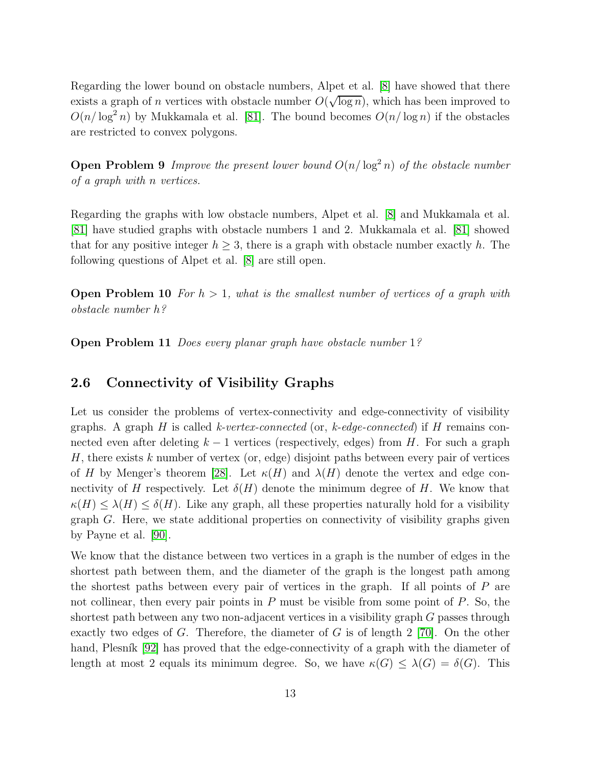Regarding the lower bound on obstacle numbers, Alpet et al. [8] have showed that there exists a graph of $n$ vertices with obstacle number $O(\sqrt{\log n})$, which has been improved to $O(n/\log^2 n)$ by Mukkamala et al. [81]. The bound becomes $O(n/\log n)$ if the obstacles are restricted to convex polygons.

**Open Problem 9** *Improve the present lower bound $O(n/\log^2 n)$ of the obstacle number of a graph with n vertices.*

Regarding the graphs with low obstacle numbers, Alpet et al. [8] and Mukkamala et al. [81] have studied graphs with obstacle numbers 1 and 2. Mukkamala et al. [81] showed that for any positive integer $h \geq 3$, there is a graph with obstacle number exactly $h$. The following questions of Alpet et al. [8] are still open.

**Open Problem 10** *For $h > 1$, what is the smallest number of vertices of a graph with obstacle number $h$?*

**Open Problem 11** *Does every planar graph have obstacle number 1?*

## 2.6 Connectivity of Visibility Graphs

Let us consider the problems of vertex-connectivity and edge-connectivity of visibility graphs. A graph $H$ is called *k-vertex-connected* (or, *k-edge-connected*) if $H$ remains connected even after deleting $k-1$ vertices (respectively, edges) from $H$. For such a graph $H$, there exists $k$ number of vertex (or, edge) disjoint paths between every pair of vertices of $H$ by Menger's theorem [28]. Let $\kappa(H)$ and $\lambda(H)$ denote the vertex and edge connectivity of $H$ respectively. Let $\delta(H)$ denote the minimum degree of $H$. We know that $\kappa(H) \leq \lambda(H) \leq \delta(H)$. Like any graph, all these properties naturally hold for a visibility graph $G$. Here, we state additional properties on connectivity of visibility graphs given by Payne et al. [90].

We know that the distance between two vertices in a graph is the number of edges in the shortest path between them, and the diameter of the graph is the longest path among the shortest paths between every pair of vertices in the graph. If all points of $P$ are not collinear, then every pair points in $P$ must be visible from some point of $P$. So, the shortest path between any two non-adjacent vertices in a visibility graph $G$ passes through exactly two edges of $G$. Therefore, the diameter of $G$ is of length 2 [70]. On the other hand, Plesník [92] has proved that the edge-connectivity of a graph with the diameter of length at most 2 equals its minimum degree. So, we have $\kappa(G) \leq \lambda(G) = \delta(G)$. This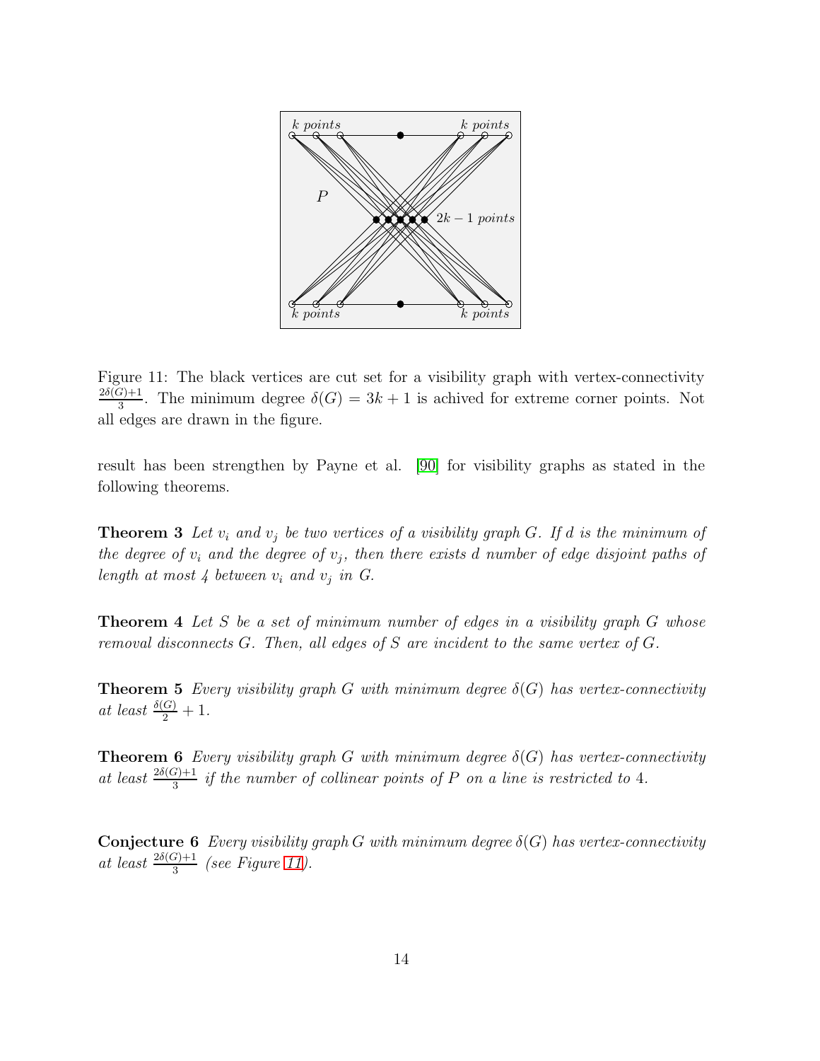Figure 11: The black vertices are cut set for a visibility graph with vertex-connectivity $\frac{2\delta(G)+1}{3}$. The minimum degree $\delta(G) = 3k + 1$ is achived for extreme corner points. Not all edges are drawn in the figure.

result has been strengthen by Payne et al. [90] for visibility graphs as stated in the following theorems.

**Theorem 3** *Let $v_i$ and $v_j$ be two vertices of a visibility graph $G$. If $d$ is the minimum of the degree of $v_i$ and the degree of $v_j$, then there exists $d$ number of edge disjoint paths of length at most 4 between $v_i$ and $v_j$ in $G$.*

**Theorem 4** *Let $S$ be a set of minimum number of edges in a visibility graph $G$ whose removal disconnects $G$. Then, all edges of $S$ are incident to the same vertex of $G$.*

**Theorem 5** *Every visibility graph $G$ with minimum degree $\delta(G)$ has vertex-connectivity at least $\frac{\delta(G)}{2} + 1$.*

**Theorem 6** *Every visibility graph $G$ with minimum degree $\delta(G)$ has vertex-connectivity at least $\frac{2\delta(G)+1}{3}$ if the number of collinear points of $P$ on a line is restricted to 4.*

**Conjecture 6** *Every visibility graph $G$ with minimum degree $\delta(G)$ has vertex-connectivity at least $\frac{2\delta(G)+1}{3}$ (see Figure 11).*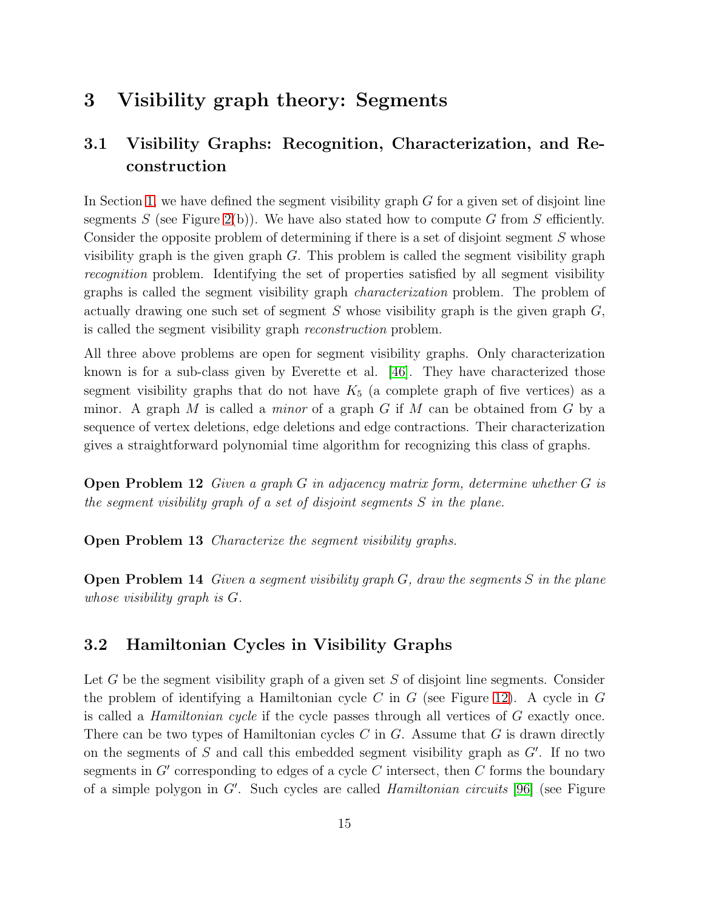# 3 Visibility graph theory: Segments

## 3.1 Visibility Graphs: Recognition, Characterization, and Reconstruction

In Section 1, we have defined the segment visibility graph $G$ for a given set of disjoint line segments $S$ (see Figure 2(b)). We have also stated how to compute $G$ from $S$ efficiently. Consider the opposite problem of determining if there is a set of disjoint segment $S$ whose visibility graph is the given graph $G$. This problem is called the segment visibility graph *recognition* problem. Identifying the set of properties satisfied by all segment visibility graphs is called the segment visibility graph *characterization* problem. The problem of actually drawing one such set of segment $S$ whose visibility graph is the given graph $G$, is called the segment visibility graph *reconstruction* problem.

All three above problems are open for segment visibility graphs. Only characterization known is for a sub-class given by Everette et al. [46]. They have characterized those segment visibility graphs that do not have $K_5$ (a complete graph of five vertices) as a minor. A graph $M$ is called a *minor* of a graph $G$ if $M$ can be obtained from $G$ by a sequence of vertex deletions, edge deletions and edge contractions. Their characterization gives a straightforward polynomial time algorithm for recognizing this class of graphs.

**Open Problem 12** *Given a graph $G$ in adjacency matrix form, determine whether $G$ is the segment visibility graph of a set of disjoint segments $S$ in the plane.*

**Open Problem 13** *Characterize the segment visibility graphs.*

**Open Problem 14** *Given a segment visibility graph $G$, draw the segments $S$ in the plane whose visibility graph is $G$.*

## 3.2 Hamiltonian Cycles in Visibility Graphs

Let $G$ be the segment visibility graph of a given set $S$ of disjoint line segments. Consider the problem of identifying a Hamiltonian cycle $C$ in $G$ (see Figure 12). A cycle in $G$ is called a *Hamiltonian cycle* if the cycle passes through all vertices of $G$ exactly once. There can be two types of Hamiltonian cycles $C$ in $G$. Assume that $G$ is drawn directly on the segments of $S$ and call this embedded segment visibility graph as $G'$. If no two segments in $G'$ corresponding to edges of a cycle $C$ intersect, then $C$ forms the boundary of a simple polygon in $G'$. Such cycles are called *Hamiltonian circuits* [96] (see Figure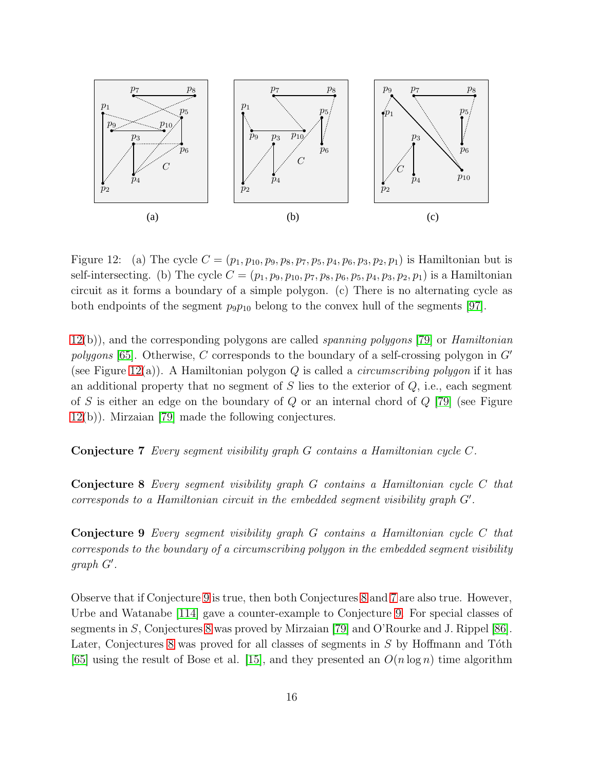Figure 12: (a) The cycle $C = (p_1, p_{10}, p_9, p_8, p_7, p_5, p_4, p_6, p_3, p_2, p_1)$ is Hamiltonian but is self-intersecting. (b) The cycle $C = (p_1, p_9, p_{10}, p_7, p_8, p_6, p_5, p_4, p_3, p_2, p_1)$ is a Hamiltonian circuit as it forms a boundary of a simple polygon. (c) There is no alternating cycle as both endpoints of the segment $p_9p_{10}$ belong to the convex hull of the segments [97].

12(b)), and the corresponding polygons are called *spanning polygons* [79] or *Hamiltonian polygons* [65]. Otherwise, $C$ corresponds to the boundary of a self-crossing polygon in $G'$ (see Figure 12(a)). A Hamiltonian polygon $Q$ is called a *circumscribing polygon* if it has an additional property that no segment of $S$ lies to the exterior of $Q$, i.e., each segment of $S$ is either an edge on the boundary of $Q$ or an internal chord of $Q$ [79] (see Figure 12(b)). Mirzaian [79] made the following conjectures.

**Conjecture 7** *Every segment visibility graph $G$ contains a Hamiltonian cycle $C$.*

**Conjecture 8** *Every segment visibility graph $G$ contains a Hamiltonian cycle $C$ that corresponds to a Hamiltonian circuit in the embedded segment visibility graph $G'$.*

**Conjecture 9** *Every segment visibility graph $G$ contains a Hamiltonian cycle $C$ that corresponds to the boundary of a circumscribing polygon in the embedded segment visibility graph $G'$.*

Observe that if Conjecture 9 is true, then both Conjectures 8 and 7 are also true. However, Urbe and Watanabe [114] gave a counter-example to Conjecture 9. For special classes of segments in $S$, Conjectures 8 was proved by Mirzaian [79] and O'Rourke and J. Rippel [86]. Later, Conjectures 8 was proved for all classes of segments in $S$ by Hoffmann and Tóth [65] using the result of Bose et al. [15], and they presented an $O(n \log n)$ time algorithm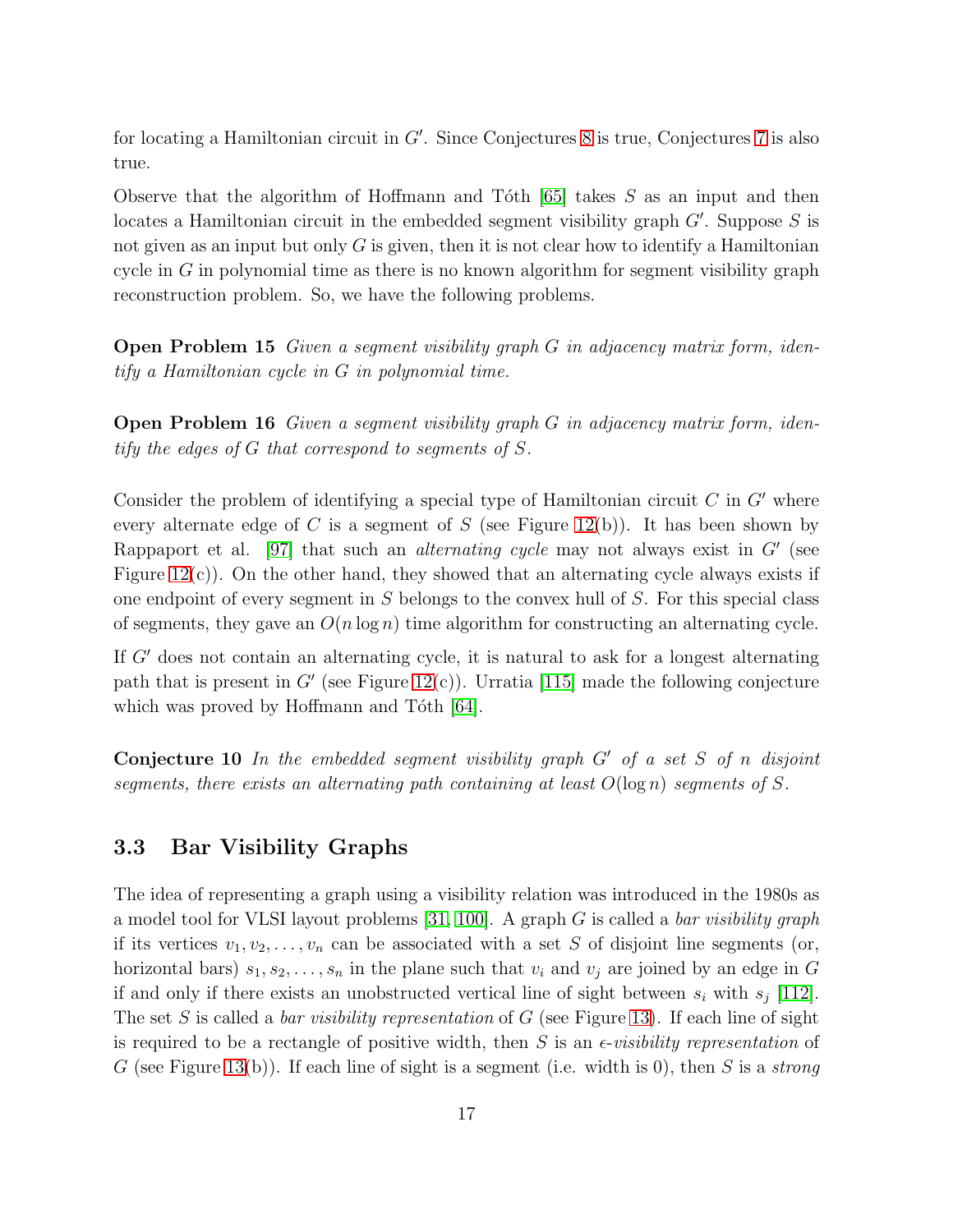for locating a Hamiltonian circuit in $G'$. Since Conjectures 8 is true, Conjectures 7 is also true.

Observe that the algorithm of Hoffmann and Tóth [65] takes $S$ as an input and then locates a Hamiltonian circuit in the embedded segment visibility graph $G'$. Suppose $S$ is not given as an input but only $G$ is given, then it is not clear how to identify a Hamiltonian cycle in $G$ in polynomial time as there is no known algorithm for segment visibility graph reconstruction problem. So, we have the following problems.

**Open Problem 15** *Given a segment visibility graph $G$ in adjacency matrix form, identify a Hamiltonian cycle in $G$ in polynomial time.*

**Open Problem 16** *Given a segment visibility graph $G$ in adjacency matrix form, identify the edges of $G$ that correspond to segments of $S$.*

Consider the problem of identifying a special type of Hamiltonian circuit $C$ in $G'$ where every alternate edge of $C$ is a segment of $S$ (see Figure 12(b)). It has been shown by Rappaport et al. [97] that such an *alternating cycle* may not always exist in $G'$ (see Figure 12(c)). On the other hand, they showed that an alternating cycle always exists if one endpoint of every segment in $S$ belongs to the convex hull of $S$. For this special class of segments, they gave an $O(n \log n)$ time algorithm for constructing an alternating cycle.

If $G'$ does not contain an alternating cycle, it is natural to ask for a longest alternating path that is present in $G'$ (see Figure 12(c)). Urratia [115] made the following conjecture which was proved by Hoffmann and Tóth [64].

**Conjecture 10** *In the embedded segment visibility graph $G'$ of a set $S$ of $n$ disjoint segments, there exists an alternating path containing at least $O(\log n)$ segments of $S$.*

### 3.3 Bar Visibility Graphs

The idea of representing a graph using a visibility relation was introduced in the 1980s as a model tool for VLSI layout problems [31, 100]. A graph $G$ is called a *bar visibility graph* if its vertices $v_1, v_2, \ldots, v_n$ can be associated with a set $S$ of disjoint line segments (or, horizontal bars) $s_1, s_2, \ldots, s_n$ in the plane such that $v_i$ and $v_j$ are joined by an edge in $G$ if and only if there exists an unobstructed vertical line of sight between $s_i$ with $s_j$ [112]. The set $S$ is called a *bar visibility representation* of $G$ (see Figure 13). If each line of sight is required to be a rectangle of positive width, then $S$ is an *$\epsilon$-visibility representation* of $G$ (see Figure 13(b)). If each line of sight is a segment (i.e. width is 0), then $S$ is a *strong*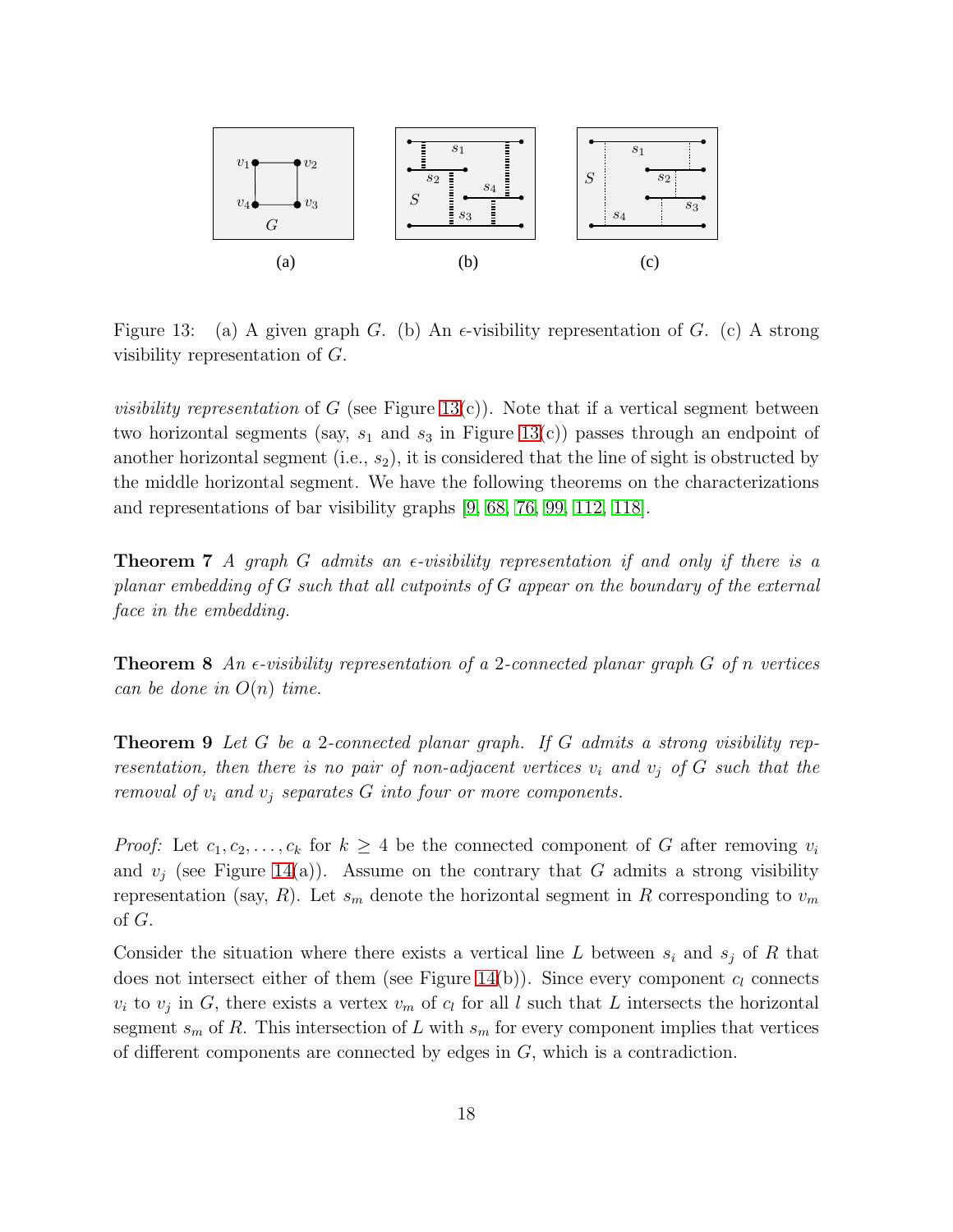Figure 13: (a) A given graph $G$. (b) An $\epsilon$-visibility representation of $G$. (c) A strong visibility representation of $G$.

*visibility representation* of $G$ (see Figure 13(c)). Note that if a vertical segment between two horizontal segments (say, $s_1$ and $s_3$ in Figure 13(c)) passes through an endpoint of another horizontal segment (i.e., $s_2$), it is considered that the line of sight is obstructed by the middle horizontal segment. We have the following theorems on the characterizations and representations of bar visibility graphs [9, 68, 76, 99, 112, 118].

**Theorem 7** *A graph $G$ admits an $\epsilon$-visibility representation if and only if there is a planar embedding of $G$ such that all cutpoints of $G$ appear on the boundary of the external face in the embedding.*

**Theorem 8** *An $\epsilon$-visibility representation of a 2-connected planar graph $G$ of $n$ vertices can be done in $O(n)$ time.*

**Theorem 9** *Let $G$ be a 2-connected planar graph. If $G$ admits a strong visibility representation, then there is no pair of non-adjacent vertices $v_i$ and $v_j$ of $G$ such that the removal of $v_i$ and $v_j$ separates $G$ into four or more components.*

*Proof:* Let $c_1, c_2, \ldots, c_k$ for $k \geq 4$ be the connected component of $G$ after removing $v_i$ and $v_j$ (see Figure 14(a)). Assume on the contrary that $G$ admits a strong visibility representation (say, $R$). Let $s_m$ denote the horizontal segment in $R$ corresponding to $v_m$ of $G$.

Consider the situation where there exists a vertical line $L$ between $s_i$ and $s_j$ of $R$ that does not intersect either of them (see Figure 14(b)). Since every component $c_l$ connects $v_i$ to $v_j$ in $G$, there exists a vertex $v_m$ of $c_l$ for all $l$ such that $L$ intersects the horizontal segment $s_m$ of $R$. This intersection of $L$ with $s_m$ for every component implies that vertices of different components are connected by edges in $G$, which is a contradiction.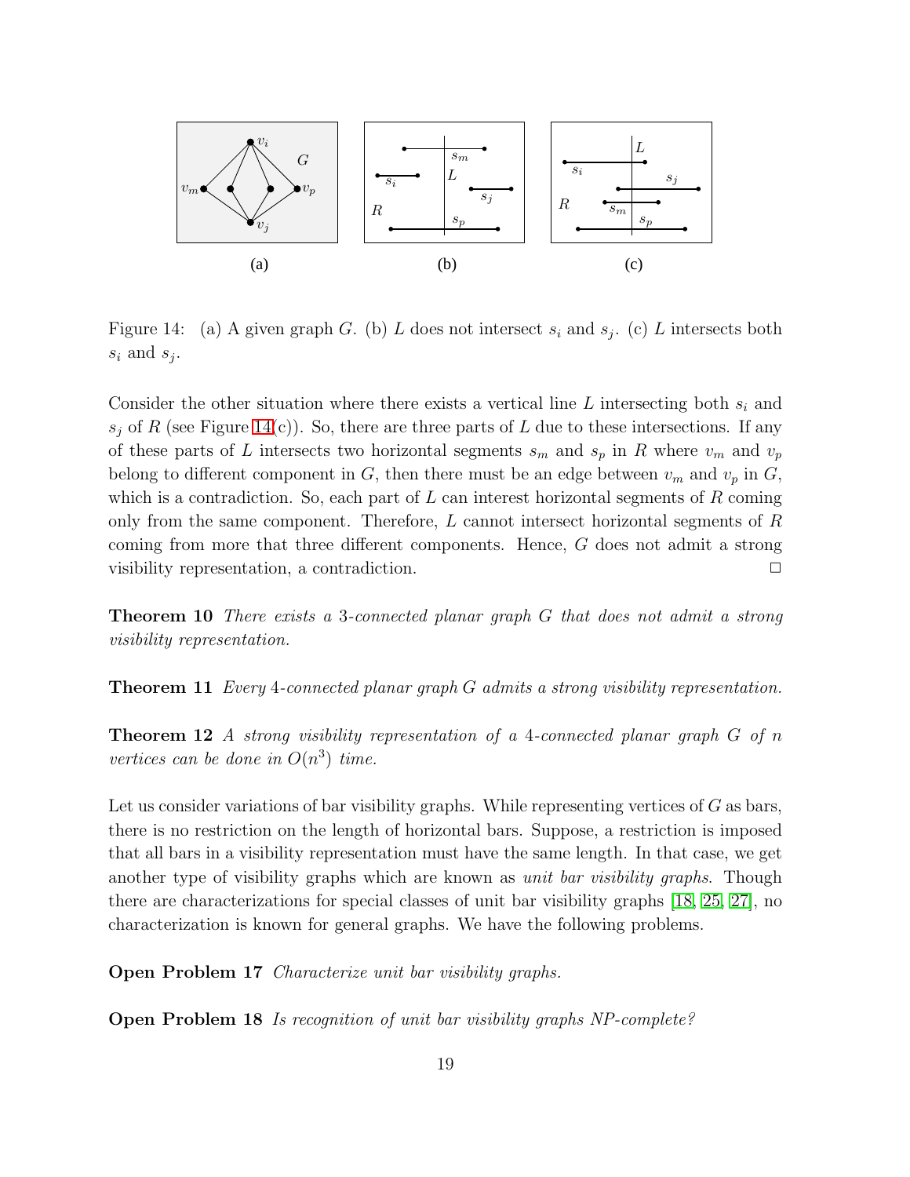Figure 14: (a) A given graph $G$. (b) $L$ does not intersect $s_i$ and $s_j$. (c) $L$ intersects both $s_i$ and $s_j$.

Consider the other situation where there exists a vertical line $L$ intersecting both $s_i$ and $s_j$ of $R$ (see Figure 14(c)). So, there are three parts of $L$ due to these intersections. If any of these parts of $L$ intersects two horizontal segments $s_m$ and $s_p$ in $R$ where $v_m$ and $v_p$ belong to different component in $G$, then there must be an edge between $v_m$ and $v_p$ in $G$, which is a contradiction. So, each part of $L$ can interest horizontal segments of $R$ coming only from the same component. Therefore, $L$ cannot intersect horizontal segments of $R$ coming from more that three different components. Hence, $G$ does not admit a strong visibility representation, a contradiction. □

**Theorem 10** *There exists a 3-connected planar graph $G$ that does not admit a strong visibility representation.*

**Theorem 11** *Every 4-connected planar graph $G$ admits a strong visibility representation.*

**Theorem 12** *A strong visibility representation of a 4-connected planar graph $G$ of $n$ vertices can be done in $O(n^3)$ time.*

Let us consider variations of bar visibility graphs. While representing vertices of $G$ as bars, there is no restriction on the length of horizontal bars. Suppose, a restriction is imposed that all bars in a visibility representation must have the same length. In that case, we get another type of visibility graphs which are known as *unit bar visibility graphs*. Though there are characterizations for special classes of unit bar visibility graphs [18, 25, 27], no characterization is known for general graphs. We have the following problems.

**Open Problem 17** *Characterize unit bar visibility graphs.*

**Open Problem 18** *Is recognition of unit bar visibility graphs NP-complete?*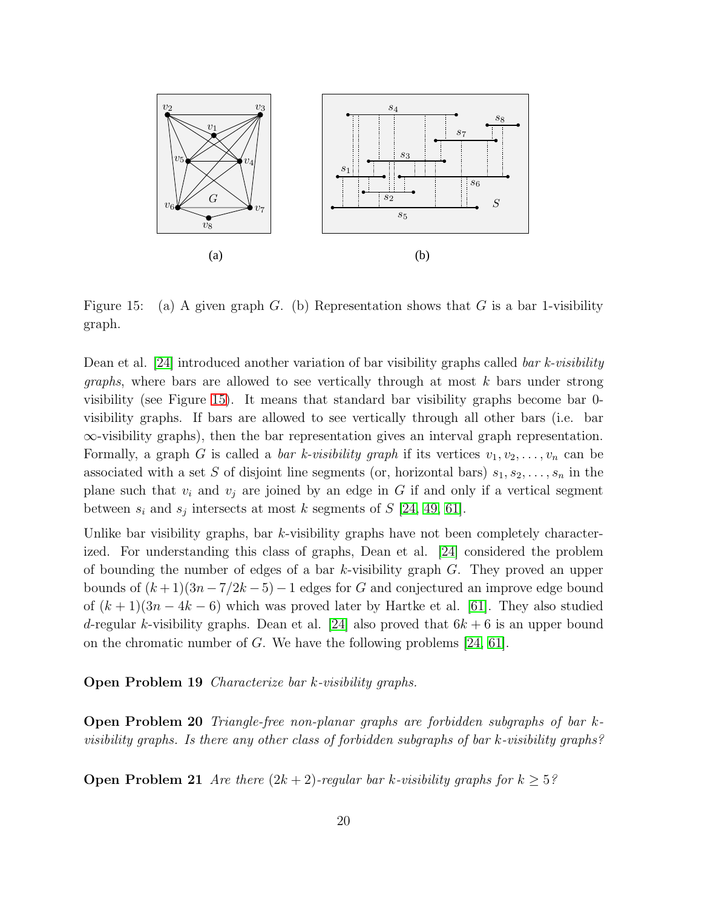Figure 15: (a) A given graph $G$. (b) Representation shows that $G$ is a bar 1-visibility graph.

Dean et al. [24] introduced another variation of bar visibility graphs called *bar k-visibility graphs*, where bars are allowed to see vertically through at most $k$ bars under strong visibility (see Figure 15). It means that standard bar visibility graphs become bar 0-visibility graphs. If bars are allowed to see vertically through all other bars (i.e. bar $\infty$-visibility graphs), then the bar representation gives an interval graph representation. Formally, a graph $G$ is called a *bar k-visibility graph* if its vertices $v_1, v_2, \ldots, v_n$ can be associated with a set $S$ of disjoint line segments (or, horizontal bars) $s_1, s_2, \ldots, s_n$ in the plane such that $v_i$ and $v_j$ are joined by an edge in $G$ if and only if a vertical segment between $s_i$ and $s_j$ intersects at most $k$ segments of $S$ [24, 49, 61].

Unlike bar visibility graphs, bar $k$-visibility graphs have not been completely characterized. For understanding this class of graphs, Dean et al. [24] considered the problem of bounding the number of edges of a bar $k$-visibility graph $G$. They proved an upper bounds of $(k+1)(3n-7/2k-5)-1$ edges for $G$ and conjectured an improve edge bound of $(k+1)(3n-4k-6)$ which was proved later by Hartke et al. [61]. They also studied $d$-regular $k$-visibility graphs. Dean et al. [24] also proved that $6k+6$ is an upper bound on the chromatic number of $G$. We have the following problems [24, 61].

**Open Problem 19** *Characterize bar k-visibility graphs.*

**Open Problem 20** *Triangle-free non-planar graphs are forbidden subgraphs of bar k-visibility graphs. Is there any other class of forbidden subgraphs of bar k-visibility graphs?*

**Open Problem 21** *Are there $(2k+2)$-regular bar k-visibility graphs for $k \geq 5$?*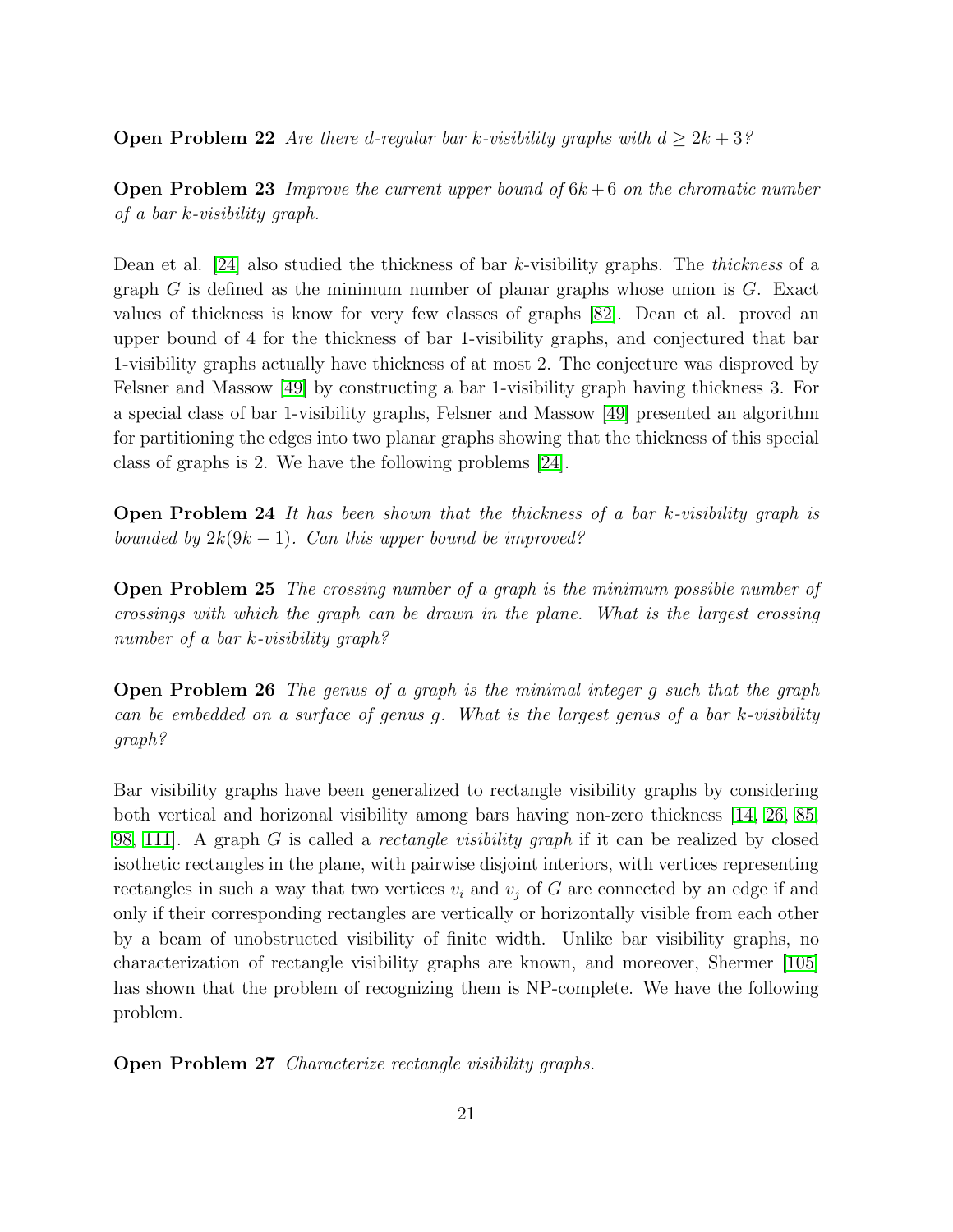**Open Problem 22** *Are there d-regular bar k-visibility graphs with $d \geq 2k+3$?*

**Open Problem 23** *Improve the current upper bound of $6k+6$ on the chromatic number of a bar k-visibility graph.*

Dean et al. [24] also studied the thickness of bar $k$-visibility graphs. The *thickness* of a graph $G$ is defined as the minimum number of planar graphs whose union is $G$. Exact values of thickness is know for very few classes of graphs [82]. Dean et al. proved an upper bound of 4 for the thickness of bar 1-visibility graphs, and conjectured that bar 1-visibility graphs actually have thickness of at most 2. The conjecture was disproved by Felsner and Massow [49] by constructing a bar 1-visibility graph having thickness 3. For a special class of bar 1-visibility graphs, Felsner and Massow [49] presented an algorithm for partitioning the edges into two planar graphs showing that the thickness of this special class of graphs is 2. We have the following problems [24].

**Open Problem 24** *It has been shown that the thickness of a bar k-visibility graph is bounded by $2k(9k-1)$. Can this upper bound be improved?*

**Open Problem 25** *The crossing number of a graph is the minimum possible number of crossings with which the graph can be drawn in the plane. What is the largest crossing number of a bar k-visibility graph?*

**Open Problem 26** *The genus of a graph is the minimal integer g such that the graph can be embedded on a surface of genus g. What is the largest genus of a bar k-visibility graph?*

Bar visibility graphs have been generalized to rectangle visibility graphs by considering both vertical and horizonal visibility among bars having non-zero thickness [14, 26, 85, 98, 111]. A graph $G$ is called a *rectangle visibility graph* if it can be realized by closed isothetic rectangles in the plane, with pairwise disjoint interiors, with vertices representing rectangles in such a way that two vertices $v_i$ and $v_j$ of $G$ are connected by an edge if and only if their corresponding rectangles are vertically or horizontally visible from each other by a beam of unobstructed visibility of finite width. Unlike bar visibility graphs, no characterization of rectangle visibility graphs are known, and moreover, Shermer [105] has shown that the problem of recognizing them is NP-complete. We have the following problem.

**Open Problem 27** *Characterize rectangle visibility graphs.*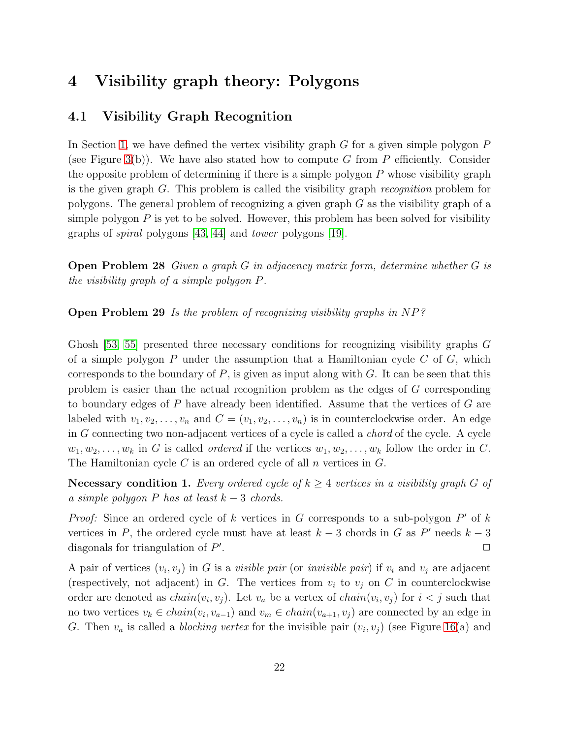# 4 Visibility graph theory: Polygons

## 4.1 Visibility Graph Recognition

In Section 1, we have defined the vertex visibility graph $G$ for a given simple polygon $P$ (see Figure 3(b)). We have also stated how to compute $G$ from $P$ efficiently. Consider the opposite problem of determining if there is a simple polygon $P$ whose visibility graph is the given graph $G$. This problem is called the visibility graph *recognition* problem for polygons. The general problem of recognizing a given graph $G$ as the visibility graph of a simple polygon $P$ is yet to be solved. However, this problem has been solved for visibility graphs of *spiral* polygons [43, 44] and *tower* polygons [19].

**Open Problem 28** *Given a graph $G$ in adjacency matrix form, determine whether $G$ is the visibility graph of a simple polygon $P$.*

**Open Problem 29** *Is the problem of recognizing visibility graphs in NP?*

Ghosh [53, 55] presented three necessary conditions for recognizing visibility graphs $G$ of a simple polygon $P$ under the assumption that a Hamiltonian cycle $C$ of $G$, which corresponds to the boundary of $P$, is given as input along with $G$. It can be seen that this problem is easier than the actual recognition problem as the edges of $G$ corresponding to boundary edges of $P$ have already been identified. Assume that the vertices of $G$ are labeled with $v_1, v_2, \ldots, v_n$ and $C = (v_1, v_2, \ldots, v_n)$ is in counterclockwise order. An edge in $G$ connecting two non-adjacent vertices of a cycle is called a *chord* of the cycle. A cycle $w_1, w_2, \ldots, w_k$ in $G$ is called *ordered* if the vertices $w_1, w_2, \ldots, w_k$ follow the order in $C$. The Hamiltonian cycle $C$ is an ordered cycle of all $n$ vertices in $G$.

**Necessary condition 1.** *Every ordered cycle of $k \geq 4$ vertices in a visibility graph $G$ of a simple polygon $P$ has at least $k-3$ chords.*

*Proof:* Since an ordered cycle of $k$ vertices in $G$ corresponds to a sub-polygon $P'$ of $k$ vertices in $P$, the ordered cycle must have at least $k-3$ chords in $G$ as $P'$ needs $k-3$ diagonals for triangulation of $P'$. □

A pair of vertices $(v_i, v_j)$ in $G$ is a *visible pair* (or *invisible pair*) if $v_i$ and $v_j$ are adjacent (respectively, not adjacent) in $G$. The vertices from $v_i$ to $v_j$ on $C$ in counterclockwise order are denoted as $chain(v_i, v_j)$. Let $v_a$ be a vertex of $chain(v_i, v_j)$ for $i < j$ such that no two vertices $v_k \in chain(v_i, v_{a-1})$ and $v_m \in chain(v_{a+1}, v_j)$ are connected by an edge in $G$. Then $v_a$ is called a *blocking vertex* for the invisible pair $(v_i, v_j)$ (see Figure 16(a) and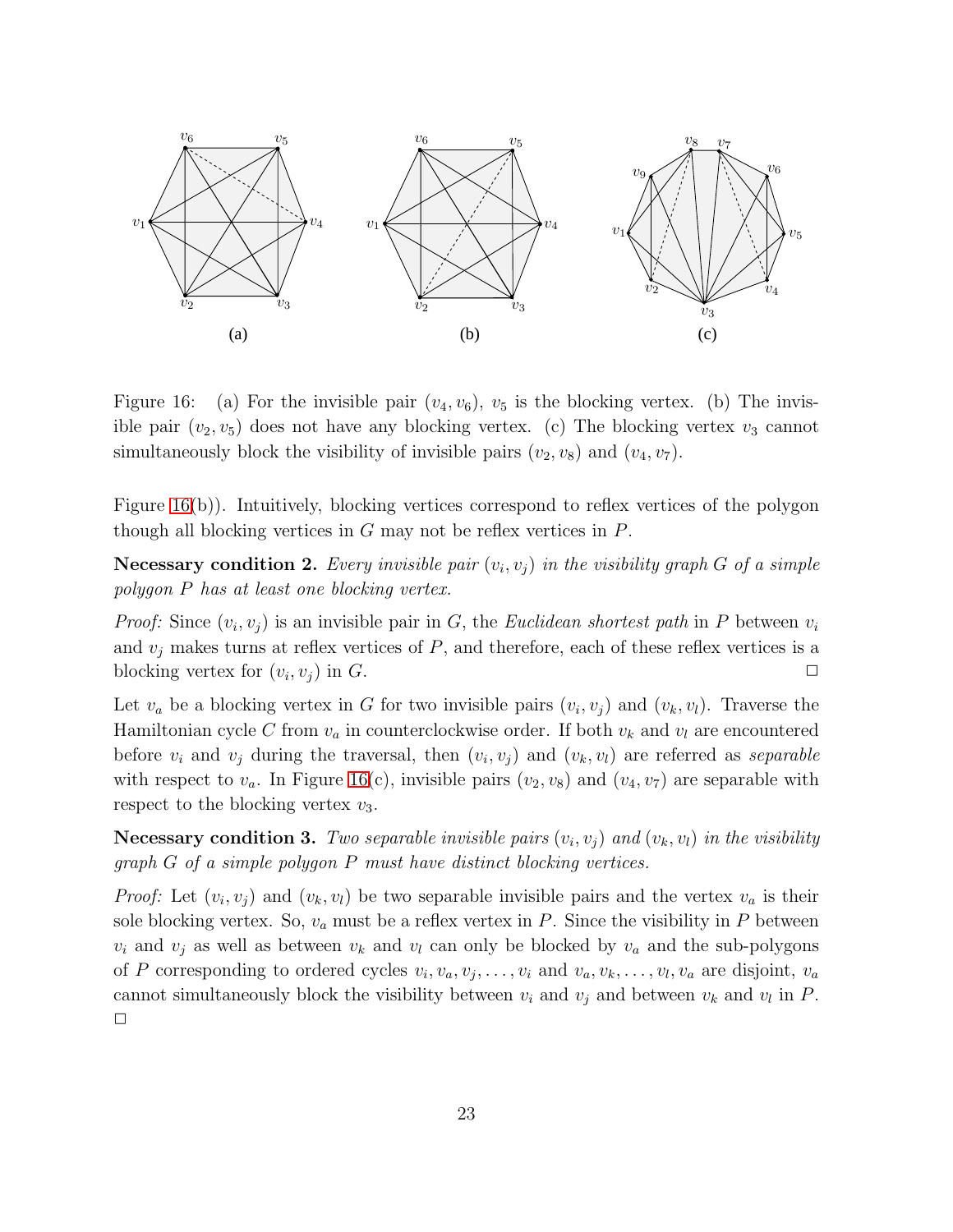Figure 16: (a) For the invisible pair $(v_4, v_6)$, $v_5$ is the blocking vertex. (b) The invisible pair $(v_2, v_5)$ does not have any blocking vertex. (c) The blocking vertex $v_3$ cannot simultaneously block the visibility of invisible pairs $(v_2, v_8)$ and $(v_4, v_7)$.

Figure 16(b)). Intuitively, blocking vertices correspond to reflex vertices of the polygon though all blocking vertices in $G$ may not be reflex vertices in $P$.

**Necessary condition 2.** *Every invisible pair $(v_i, v_j)$ in the visibility graph $G$ of a simple polygon $P$ has at least one blocking vertex.*

*Proof:* Since $(v_i, v_j)$ is an invisible pair in $G$, the *Euclidean shortest path* in $P$ between $v_i$ and $v_j$ makes turns at reflex vertices of $P$, and therefore, each of these reflex vertices is a blocking vertex for $(v_i, v_j)$ in $G$. □

Let $v_a$ be a blocking vertex in $G$ for two invisible pairs $(v_i, v_j)$ and $(v_k, v_l)$. Traverse the Hamiltonian cycle $C$ from $v_a$ in counterclockwise order. If both $v_k$ and $v_l$ are encountered before $v_i$ and $v_j$ during the traversal, then $(v_i, v_j)$ and $(v_k, v_l)$ are referred as *separable* with respect to $v_a$. In Figure 16(c), invisible pairs $(v_2, v_8)$ and $(v_4, v_7)$ are separable with respect to the blocking vertex $v_3$.

**Necessary condition 3.** *Two separable invisible pairs $(v_i, v_j)$ and $(v_k, v_l)$ in the visibility graph $G$ of a simple polygon $P$ must have distinct blocking vertices.*

*Proof:* Let $(v_i, v_j)$ and $(v_k, v_l)$ be two separable invisible pairs and the vertex $v_a$ is their sole blocking vertex. So, $v_a$ must be a reflex vertex in $P$. Since the visibility in $P$ between $v_i$ and $v_j$ as well as between $v_k$ and $v_l$ can only be blocked by $v_a$ and the sub-polygons of $P$ corresponding to ordered cycles $v_i, v_a, v_j, \ldots, v_i$ and $v_a, v_k, \ldots, v_l, v_a$ are disjoint, $v_a$ cannot simultaneously block the visibility between $v_i$ and $v_j$ and between $v_k$ and $v_l$ in $P$. □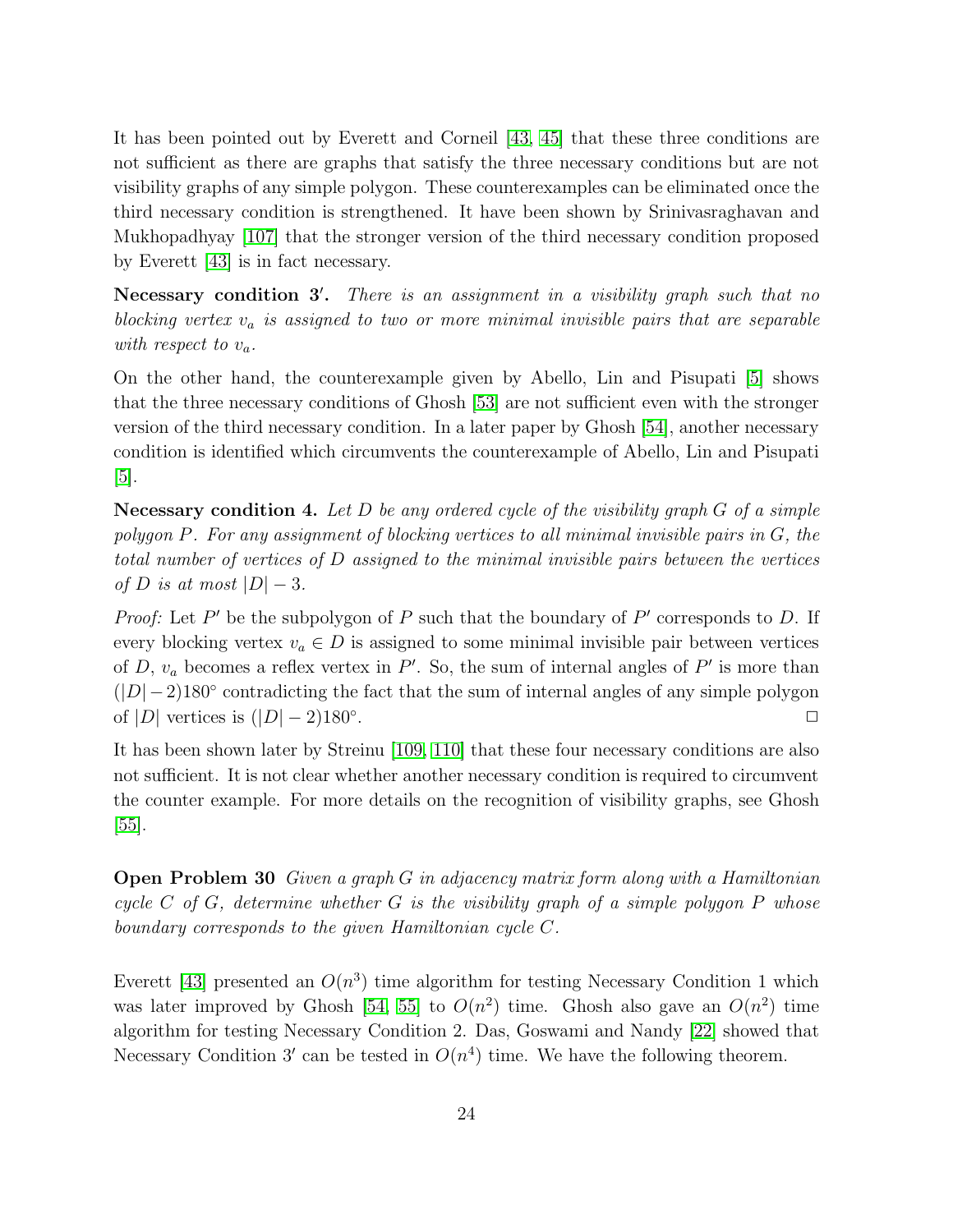It has been pointed out by Everett and Corneil [43, 45] that these three conditions are not sufficient as there are graphs that satisfy the three necessary conditions but are not visibility graphs of any simple polygon. These counterexamples can be eliminated once the third necessary condition is strengthened. It have been shown by Srinivasraghavan and Mukhopadhyay [107] that the stronger version of the third necessary condition proposed by Everett [43] is in fact necessary.

**Necessary condition 3′.** *There is an assignment in a visibility graph such that no blocking vertex $v_a$ is assigned to two or more minimal invisible pairs that are separable with respect to $v_a$.*

On the other hand, the counterexample given by Abello, Lin and Pisupati [5] shows that the three necessary conditions of Ghosh [53] are not sufficient even with the stronger version of the third necessary condition. In a later paper by Ghosh [54], another necessary condition is identified which circumvents the counterexample of Abello, Lin and Pisupati [5].

**Necessary condition 4.** *Let $D$ be any ordered cycle of the visibility graph $G$ of a simple polygon $P$. For any assignment of blocking vertices to all minimal invisible pairs in $G$, the total number of vertices of $D$ assigned to the minimal invisible pairs between the vertices of $D$ is at most $|D| - 3$.*

*Proof:* Let $P'$ be the subpolygon of $P$ such that the boundary of $P'$ corresponds to $D$. If every blocking vertex $v_a \in D$ is assigned to some minimal invisible pair between vertices of $D$, $v_a$ becomes a reflex vertex in $P'$. So, the sum of internal angles of $P'$ is more than $(|D|-2)180^\circ$ contradicting the fact that the sum of internal angles of any simple polygon of $|D|$ vertices is $(|D|-2)180^\circ$. □

It has been shown later by Streinu [109, 110] that these four necessary conditions are also not sufficient. It is not clear whether another necessary condition is required to circumvent the counter example. For more details on the recognition of visibility graphs, see Ghosh [55].

**Open Problem 30** *Given a graph $G$ in adjacency matrix form along with a Hamiltonian cycle $C$ of $G$, determine whether $G$ is the visibility graph of a simple polygon $P$ whose boundary corresponds to the given Hamiltonian cycle $C$.*

Everett [43] presented an $O(n^3)$ time algorithm for testing Necessary Condition 1 which was later improved by Ghosh [54, 55] to $O(n^2)$ time. Ghosh also gave an $O(n^2)$ time algorithm for testing Necessary Condition 2. Das, Goswami and Nandy [22] showed that Necessary Condition 3′ can be tested in $O(n^4)$ time. We have the following theorem.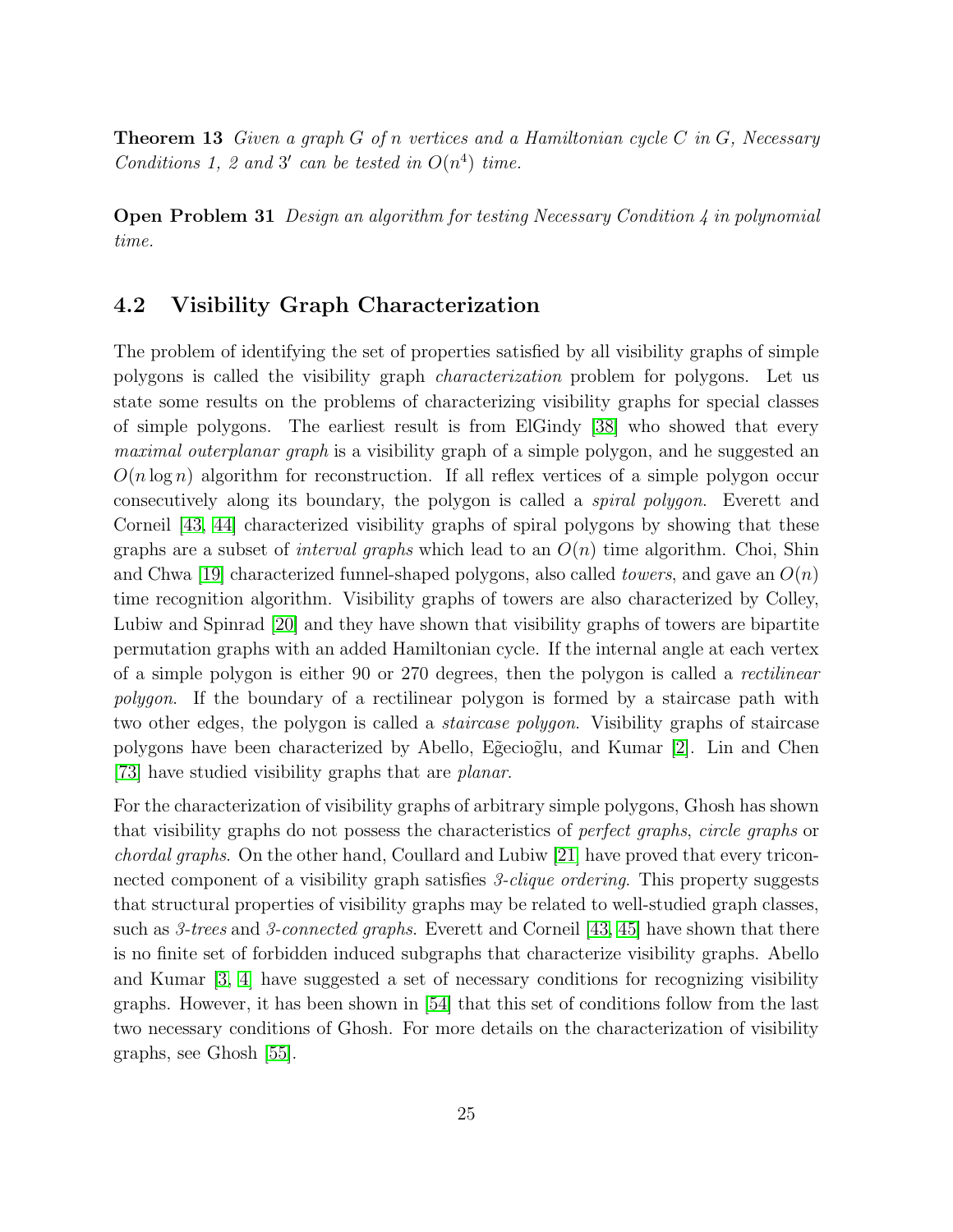**Theorem 13** *Given a graph $G$ of $n$ vertices and a Hamiltonian cycle $C$ in $G$, Necessary Conditions 1, 2 and $3'$ can be tested in $O(n^4)$ time.*

**Open Problem 31** *Design an algorithm for testing Necessary Condition 4 in polynomial time.*

## 4.2 Visibility Graph Characterization

The problem of identifying the set of properties satisfied by all visibility graphs of simple polygons is called the visibility graph *characterization* problem for polygons. Let us state some results on the problems of characterizing visibility graphs for special classes of simple polygons. The earliest result is from ElGindy [38] who showed that every *maximal outerplanar graph* is a visibility graph of a simple polygon, and he suggested an $O(n \log n)$ algorithm for reconstruction. If all reflex vertices of a simple polygon occur consecutively along its boundary, the polygon is called a *spiral polygon*. Everett and Corneil [43, 44] characterized visibility graphs of spiral polygons by showing that these graphs are a subset of *interval graphs* which lead to an $O(n)$ time algorithm. Choi, Shin and Chwa [19] characterized funnel-shaped polygons, also called *towers*, and gave an $O(n)$ time recognition algorithm. Visibility graphs of towers are also characterized by Colley, Lubiw and Spinrad [20] and they have shown that visibility graphs of towers are bipartite permutation graphs with an added Hamiltonian cycle. If the internal angle at each vertex of a simple polygon is either 90 or 270 degrees, then the polygon is called a *rectilinear polygon*. If the boundary of a rectilinear polygon is formed by a staircase path with two other edges, the polygon is called a *staircase polygon*. Visibility graphs of staircase polygons have been characterized by Abello, Eğecioğlu, and Kumar [2]. Lin and Chen [73] have studied visibility graphs that are *planar*.

For the characterization of visibility graphs of arbitrary simple polygons, Ghosh has shown that visibility graphs do not possess the characteristics of *perfect graphs*, *circle graphs* or *chordal graphs*. On the other hand, Coullard and Lubiw [21] have proved that every triconnected component of a visibility graph satisfies *3-clique ordering*. This property suggests that structural properties of visibility graphs may be related to well-studied graph classes, such as *3-trees* and *3-connected graphs*. Everett and Corneil [43, 45] have shown that there is no finite set of forbidden induced subgraphs that characterize visibility graphs. Abello and Kumar [3, 4] have suggested a set of necessary conditions for recognizing visibility graphs. However, it has been shown in [54] that this set of conditions follow from the last two necessary conditions of Ghosh. For more details on the characterization of visibility graphs, see Ghosh [55].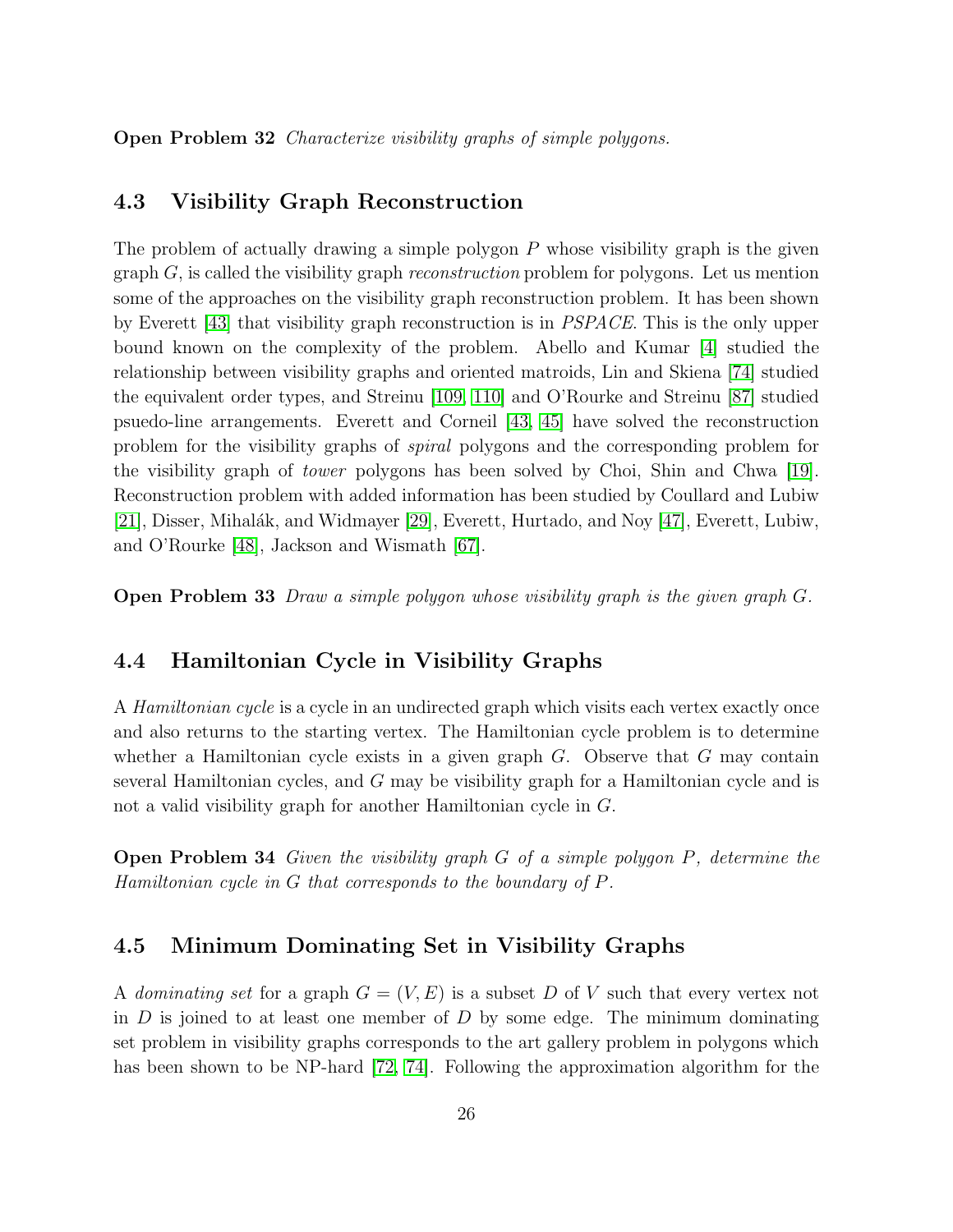**Open Problem 32** *Characterize visibility graphs of simple polygons.*

## 4.3 Visibility Graph Reconstruction

The problem of actually drawing a simple polygon $P$ whose visibility graph is the given graph $G$, is called the visibility graph *reconstruction* problem for polygons. Let us mention some of the approaches on the visibility graph reconstruction problem. It has been shown by Everett [43] that visibility graph reconstruction is in *PSPACE*. This is the only upper bound known on the complexity of the problem. Abello and Kumar [4] studied the relationship between visibility graphs and oriented matroids, Lin and Skiena [74] studied the equivalent order types, and Streinu [109, 110] and O'Rourke and Streinu [87] studied psuedo-line arrangements. Everett and Corneil [43, 45] have solved the reconstruction problem for the visibility graphs of *spiral* polygons and the corresponding problem for the visibility graph of *tower* polygons has been solved by Choi, Shin and Chwa [19]. Reconstruction problem with added information has been studied by Coullard and Lubiw [21], Disser, Mihalák, and Widmayer [29], Everett, Hurtado, and Noy [47], Everett, Lubiw, and O'Rourke [48], Jackson and Wismath [67].

**Open Problem 33** *Draw a simple polygon whose visibility graph is the given graph $G$.*

## 4.4 Hamiltonian Cycle in Visibility Graphs

A *Hamiltonian cycle* is a cycle in an undirected graph which visits each vertex exactly once and also returns to the starting vertex. The Hamiltonian cycle problem is to determine whether a Hamiltonian cycle exists in a given graph $G$. Observe that $G$ may contain several Hamiltonian cycles, and $G$ may be visibility graph for a Hamiltonian cycle and is not a valid visibility graph for another Hamiltonian cycle in $G$.

**Open Problem 34** *Given the visibility graph $G$ of a simple polygon $P$, determine the Hamiltonian cycle in $G$ that corresponds to the boundary of $P$.*

## 4.5 Minimum Dominating Set in Visibility Graphs

A *dominating set* for a graph $G = (V, E)$ is a subset $D$ of $V$ such that every vertex not in $D$ is joined to at least one member of $D$ by some edge. The minimum dominating set problem in visibility graphs corresponds to the art gallery problem in polygons which has been shown to be NP-hard [72, 74]. Following the approximation algorithm for the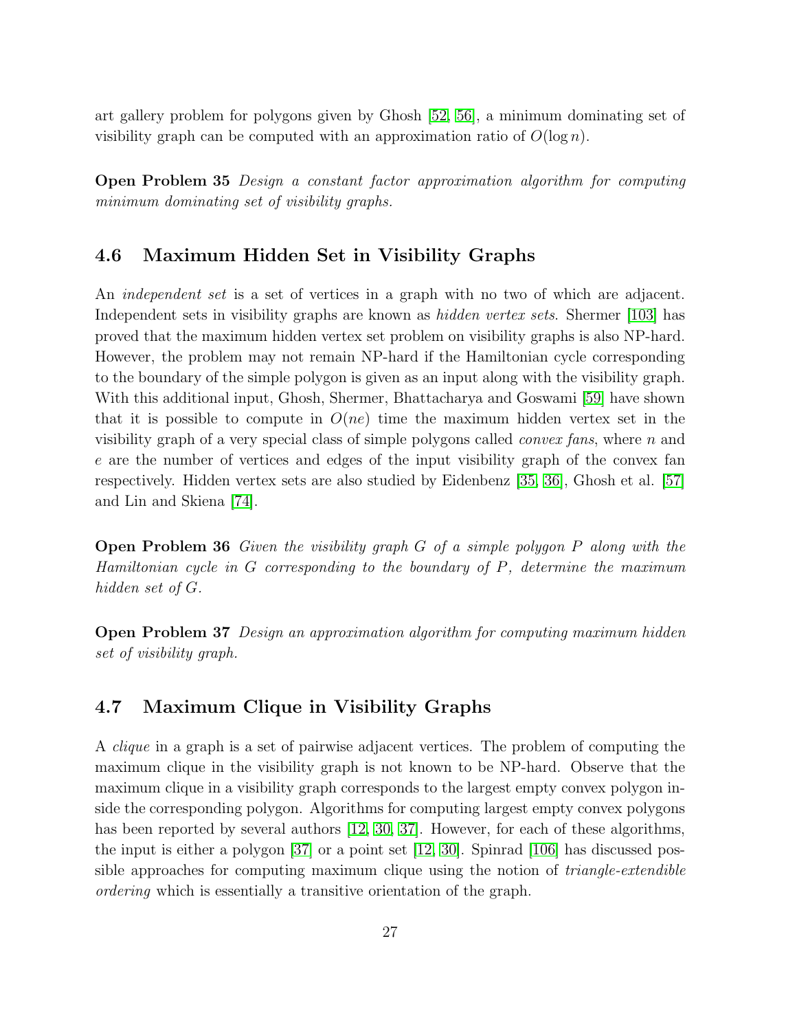art gallery problem for polygons given by Ghosh [52, 56], a minimum dominating set of visibility graph can be computed with an approximation ratio of $O(\log n)$.

**Open Problem 35** *Design a constant factor approximation algorithm for computing minimum dominating set of visibility graphs.*

## 4.6 Maximum Hidden Set in Visibility Graphs

An *independent set* is a set of vertices in a graph with no two of which are adjacent. Independent sets in visibility graphs are known as *hidden vertex sets*. Shermer [103] has proved that the maximum hidden vertex set problem on visibility graphs is also NP-hard. However, the problem may not remain NP-hard if the Hamiltonian cycle corresponding to the boundary of the simple polygon is given as an input along with the visibility graph. With this additional input, Ghosh, Shermer, Bhattacharya and Goswami [59] have shown that it is possible to compute in $O(ne)$ time the maximum hidden vertex set in the visibility graph of a very special class of simple polygons called *convex fans*, where $n$ and $e$ are the number of vertices and edges of the input visibility graph of the convex fan respectively. Hidden vertex sets are also studied by Eidenbenz [35, 36], Ghosh et al. [57] and Lin and Skiena [74].

**Open Problem 36** *Given the visibility graph $G$ of a simple polygon $P$ along with the Hamiltonian cycle in $G$ corresponding to the boundary of $P$, determine the maximum hidden set of $G$.*

**Open Problem 37** *Design an approximation algorithm for computing maximum hidden set of visibility graph.*

## 4.7 Maximum Clique in Visibility Graphs

A *clique* in a graph is a set of pairwise adjacent vertices. The problem of computing the maximum clique in the visibility graph is not known to be NP-hard. Observe that the maximum clique in a visibility graph corresponds to the largest empty convex polygon inside the corresponding polygon. Algorithms for computing largest empty convex polygons has been reported by several authors [12, 30, 37]. However, for each of these algorithms, the input is either a polygon [37] or a point set [12, 30]. Spinrad [106] has discussed possible approaches for computing maximum clique using the notion of *triangle-extendible ordering* which is essentially a transitive orientation of the graph.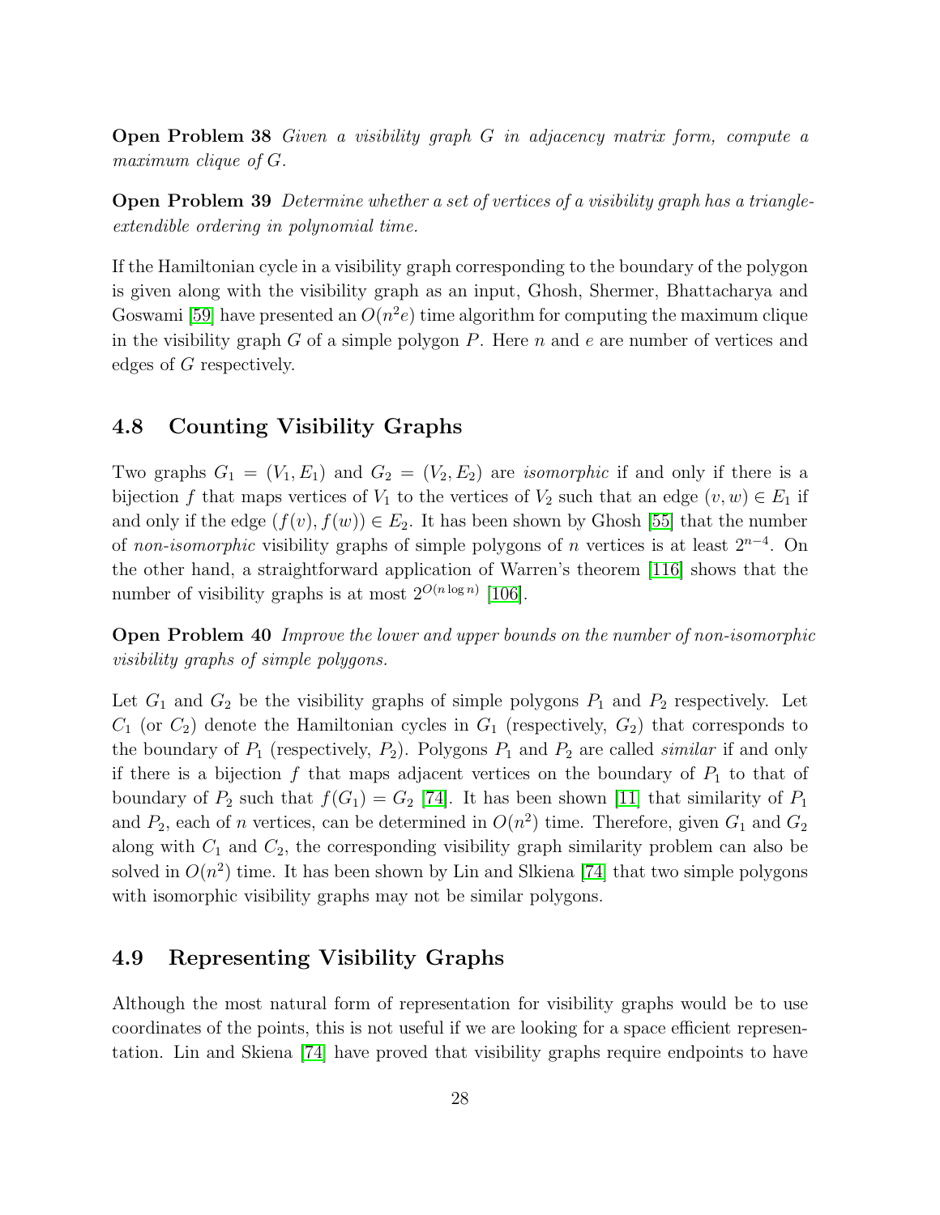**Open Problem 38** *Given a visibility graph $G$ in adjacency matrix form, compute a maximum clique of $G$.*

**Open Problem 39** *Determine whether a set of vertices of a visibility graph has a triangle-extendible ordering in polynomial time.*

If the Hamiltonian cycle in a visibility graph corresponding to the boundary of the polygon is given along with the visibility graph as an input, Ghosh, Shermer, Bhattacharya and Goswami [59] have presented an $O(n^2e)$ time algorithm for computing the maximum clique in the visibility graph $G$ of a simple polygon $P$. Here $n$ and $e$ are number of vertices and edges of $G$ respectively.

## 4.8 Counting Visibility Graphs

Two graphs $G_1 = (V_1, E_1)$ and $G_2 = (V_2, E_2)$ are *isomorphic* if and only if there is a bijection $f$ that maps vertices of $V_1$ to the vertices of $V_2$ such that an edge $(v, w) \in E_1$ if and only if the edge $(f(v), f(w)) \in E_2$. It has been shown by Ghosh [55] that the number of *non-isomorphic* visibility graphs of simple polygons of $n$ vertices is at least $2^{n-4}$. On the other hand, a straightforward application of Warren's theorem [116] shows that the number of visibility graphs is at most $2^{O(n \log n)}$ [106].

**Open Problem 40** *Improve the lower and upper bounds on the number of non-isomorphic visibility graphs of simple polygons.*

Let $G_1$ and $G_2$ be the visibility graphs of simple polygons $P_1$ and $P_2$ respectively. Let $C_1$ (or $C_2$) denote the Hamiltonian cycles in $G_1$ (respectively, $G_2$) that corresponds to the boundary of $P_1$ (respectively, $P_2$). Polygons $P_1$ and $P_2$ are called *similar* if and only if there is a bijection $f$ that maps adjacent vertices on the boundary of $P_1$ to that of boundary of $P_2$ such that $f(G_1) = G_2$ [74]. It has been shown [11] that similarity of $P_1$ and $P_2$, each of $n$ vertices, can be determined in $O(n^2)$ time. Therefore, given $G_1$ and $G_2$ along with $C_1$ and $C_2$, the corresponding visibility graph similarity problem can also be solved in $O(n^2)$ time. It has been shown by Lin and Slkiena [74] that two simple polygons with isomorphic visibility graphs may not be similar polygons.

## 4.9 Representing Visibility Graphs

Although the most natural form of representation for visibility graphs would be to use coordinates of the points, this is not useful if we are looking for a space efficient representation. Lin and Skiena [74] have proved that visibility graphs require endpoints to have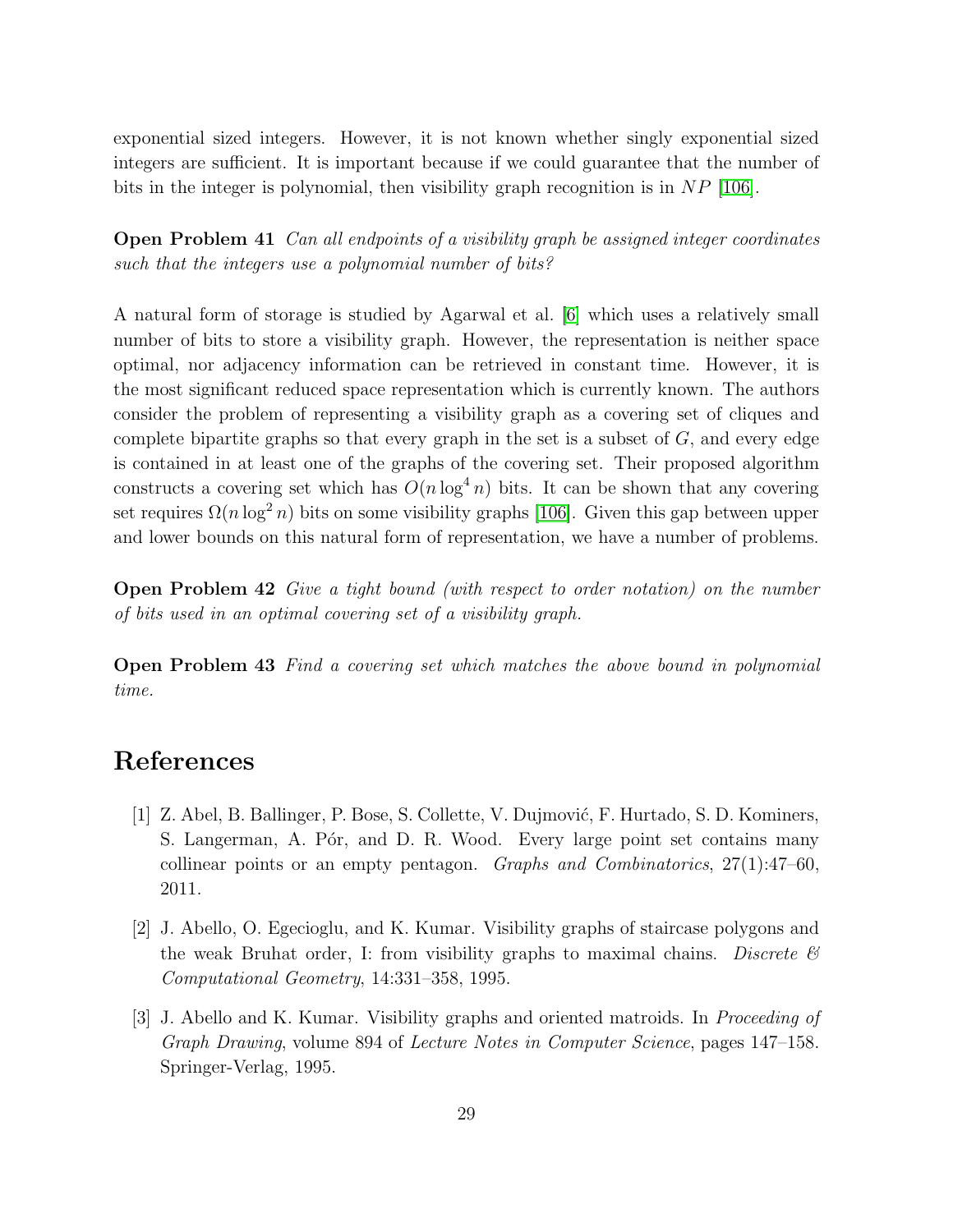exponential sized integers. However, it is not known whether singly exponential sized integers are sufficient. It is important because if we could guarantee that the number of bits in the integer is polynomial, then visibility graph recognition is in $NP$ [106].

**Open Problem 41** *Can all endpoints of a visibility graph be assigned integer coordinates such that the integers use a polynomial number of bits?*

A natural form of storage is studied by Agarwal et al. [6] which uses a relatively small number of bits to store a visibility graph. However, the representation is neither space optimal, nor adjacency information can be retrieved in constant time. However, it is the most significant reduced space representation which is currently known. The authors consider the problem of representing a visibility graph as a covering set of cliques and complete bipartite graphs so that every graph in the set is a subset of $G$, and every edge is contained in at least one of the graphs of the covering set. Their proposed algorithm constructs a covering set which has $O(n \log^4 n)$ bits. It can be shown that any covering set requires $\Omega(n \log^2 n)$ bits on some visibility graphs [106]. Given this gap between upper and lower bounds on this natural form of representation, we have a number of problems.

**Open Problem 42** *Give a tight bound (with respect to order notation) on the number of bits used in an optimal covering set of a visibility graph.*

**Open Problem 43** *Find a covering set which matches the above bound in polynomial time.*

# References

[1] Z. Abel, B. Ballinger, P. Bose, S. Collette, V. Dujmović, F. Hurtado, S. D. Kominers, S. Langerman, A. Pór, and D. R. Wood. Every large point set contains many collinear points or an empty pentagon. *Graphs and Combinatorics*, 27(1):47–60, 2011.

[2] J. Abello, O. Egecioglu, and K. Kumar. Visibility graphs of staircase polygons and the weak Bruhat order, I: from visibility graphs to maximal chains. *Discrete & Computational Geometry*, 14:331–358, 1995.

[3] J. Abello and K. Kumar. Visibility graphs and oriented matroids. In *Proceeding of Graph Drawing*, volume 894 of *Lecture Notes in Computer Science*, pages 147–158. Springer-Verlag, 1995.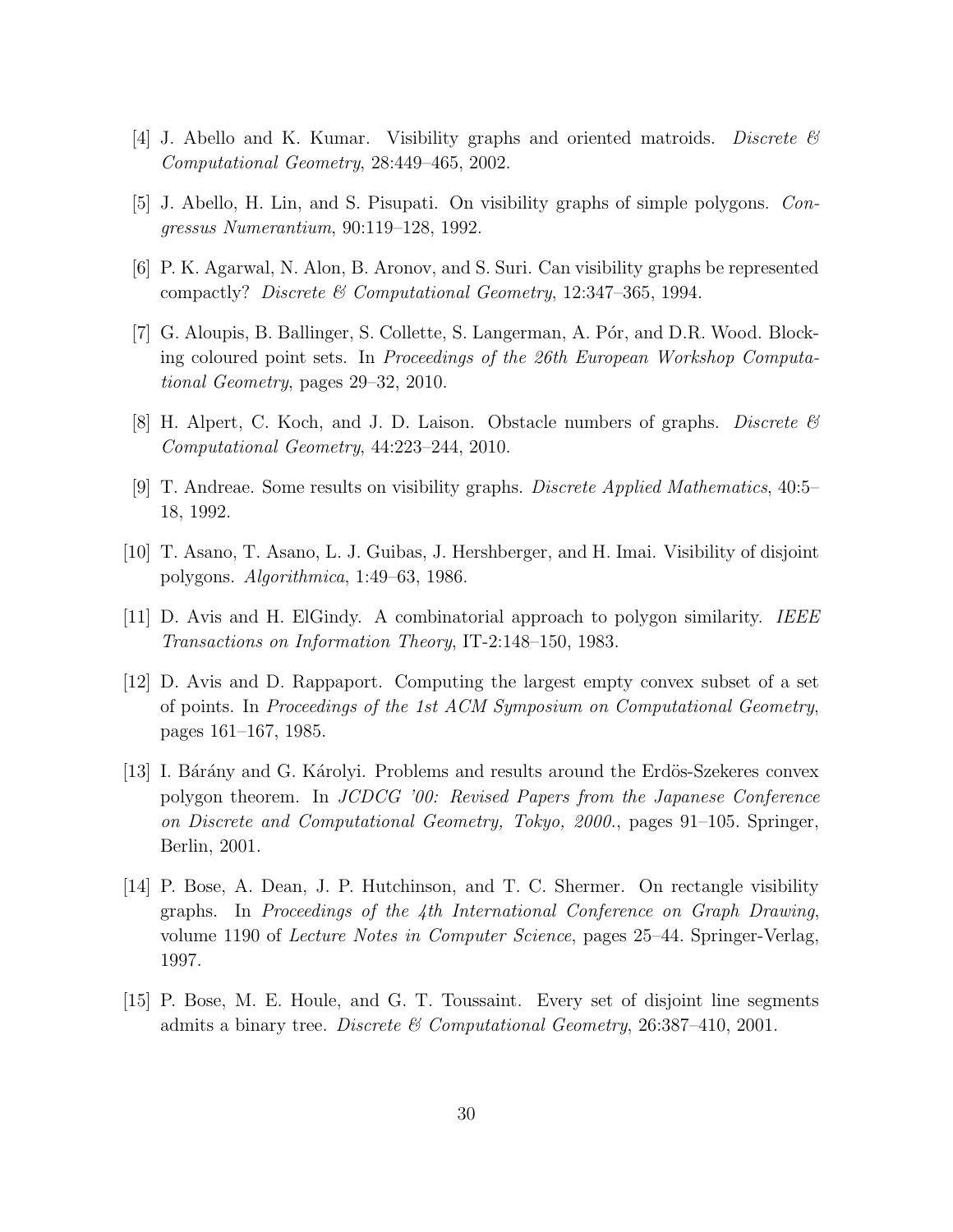[4] J. Abello and K. Kumar. Visibility graphs and oriented matroids. *Discrete & Computational Geometry*, 28:449–465, 2002.

[5] J. Abello, H. Lin, and S. Pisupati. On visibility graphs of simple polygons. *Congressus Numerantium*, 90:119–128, 1992.

[6] P. K. Agarwal, N. Alon, B. Aronov, and S. Suri. Can visibility graphs be represented compactly? *Discrete & Computational Geometry*, 12:347–365, 1994.

[7] G. Aloupis, B. Ballinger, S. Collette, S. Langerman, A. Pór, and D.R. Wood. Blocking coloured point sets. In *Proceedings of the 26th European Workshop Computational Geometry*, pages 29–32, 2010.

[8] H. Alpert, C. Koch, and J. D. Laison. Obstacle numbers of graphs. *Discrete & Computational Geometry*, 44:223–244, 2010.

[9] T. Andreae. Some results on visibility graphs. *Discrete Applied Mathematics*, 40:5–18, 1992.

[10] T. Asano, T. Asano, L. J. Guibas, J. Hershberger, and H. Imai. Visibility of disjoint polygons. *Algorithmica*, 1:49–63, 1986.

[11] D. Avis and H. ElGindy. A combinatorial approach to polygon similarity. *IEEE Transactions on Information Theory*, IT-2:148–150, 1983.

[12] D. Avis and D. Rappaport. Computing the largest empty convex subset of a set of points. In *Proceedings of the 1st ACM Symposium on Computational Geometry*, pages 161–167, 1985.

[13] I. Bárány and G. Károlyi. Problems and results around the Erdös-Szekeres convex polygon theorem. In *JCDCG '00: Revised Papers from the Japanese Conference on Discrete and Computational Geometry, Tokyo, 2000.*, pages 91–105. Springer, Berlin, 2001.

[14] P. Bose, A. Dean, J. P. Hutchinson, and T. C. Shermer. On rectangle visibility graphs. In *Proceedings of the 4th International Conference on Graph Drawing*, volume 1190 of *Lecture Notes in Computer Science*, pages 25–44. Springer-Verlag, 1997.

[15] P. Bose, M. E. Houle, and G. T. Toussaint. Every set of disjoint line segments admits a binary tree. *Discrete & Computational Geometry*, 26:387–410, 2001.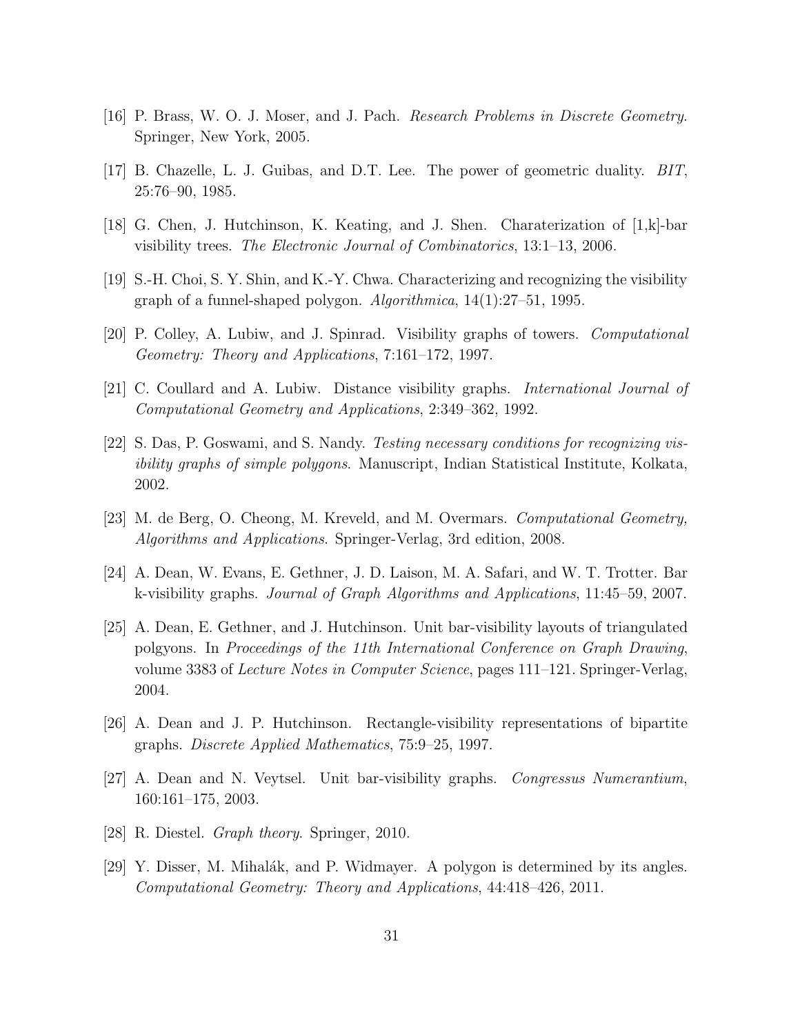[16] P. Brass, W. O. J. Moser, and J. Pach. *Research Problems in Discrete Geometry*. Springer, New York, 2005.

[17] B. Chazelle, L. J. Guibas, and D.T. Lee. The power of geometric duality. *BIT*, 25:76–90, 1985.

[18] G. Chen, J. Hutchinson, K. Keating, and J. Shen. Charaterization of [1,k]-bar visibility trees. *The Electronic Journal of Combinatorics*, 13:1–13, 2006.

[19] S.-H. Choi, S. Y. Shin, and K.-Y. Chwa. Characterizing and recognizing the visibility graph of a funnel-shaped polygon. *Algorithmica*, 14(1):27–51, 1995.

[20] P. Colley, A. Lubiw, and J. Spinrad. Visibility graphs of towers. *Computational Geometry: Theory and Applications*, 7:161–172, 1997.

[21] C. Coullard and A. Lubiw. Distance visibility graphs. *International Journal of Computational Geometry and Applications*, 2:349–362, 1992.

[22] S. Das, P. Goswami, and S. Nandy. *Testing necessary conditions for recognizing visibility graphs of simple polygons*. Manuscript, Indian Statistical Institute, Kolkata, 2002.

[23] M. de Berg, O. Cheong, M. Kreveld, and M. Overmars. *Computational Geometry, Algorithms and Applications*. Springer-Verlag, 3rd edition, 2008.

[24] A. Dean, W. Evans, E. Gethner, J. D. Laison, M. A. Safari, and W. T. Trotter. Bar k-visibility graphs. *Journal of Graph Algorithms and Applications*, 11:45–59, 2007.

[25] A. Dean, E. Gethner, and J. Hutchinson. Unit bar-visibility layouts of triangulated polgyons. In *Proceedings of the 11th International Conference on Graph Drawing*, volume 3383 of *Lecture Notes in Computer Science*, pages 111–121. Springer-Verlag, 2004.

[26] A. Dean and J. P. Hutchinson. Rectangle-visibility representations of bipartite graphs. *Discrete Applied Mathematics*, 75:9–25, 1997.

[27] A. Dean and N. Veytsel. Unit bar-visibility graphs. *Congressus Numerantium*, 160:161–175, 2003.

[28] R. Diestel. *Graph theory*. Springer, 2010.

[29] Y. Disser, M. Mihalák, and P. Widmayer. A polygon is determined by its angles. *Computational Geometry: Theory and Applications*, 44:418–426, 2011.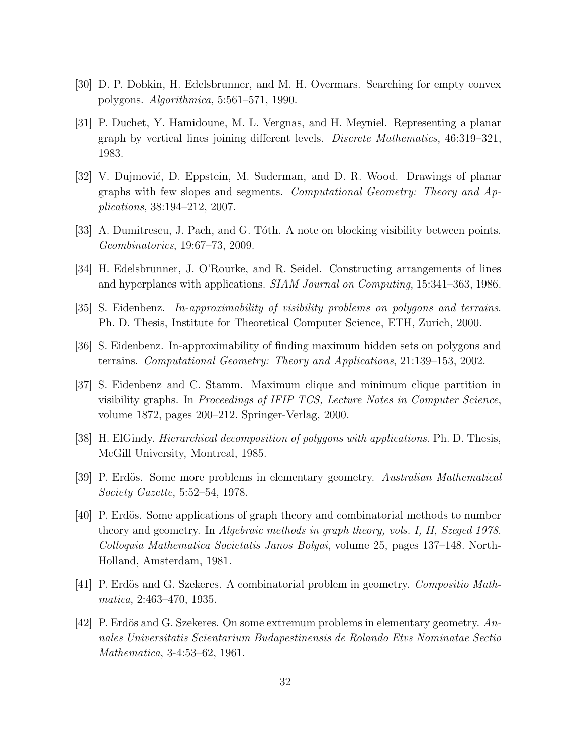[30] D. P. Dobkin, H. Edelsbrunner, and M. H. Overmars. Searching for empty convex polygons. *Algorithmica*, 5:561–571, 1990.

[31] P. Duchet, Y. Hamidoune, M. L. Vergnas, and H. Meyniel. Representing a planar graph by vertical lines joining different levels. *Discrete Mathematics*, 46:319–321, 1983.

[32] V. Dujmović, D. Eppstein, M. Suderman, and D. R. Wood. Drawings of planar graphs with few slopes and segments. *Computational Geometry: Theory and Applications*, 38:194–212, 2007.

[33] A. Dumitrescu, J. Pach, and G. Tóth. A note on blocking visibility between points. *Geombinatorics*, 19:67–73, 2009.

[34] H. Edelsbrunner, J. O'Rourke, and R. Seidel. Constructing arrangements of lines and hyperplanes with applications. *SIAM Journal on Computing*, 15:341–363, 1986.

[35] S. Eidenbenz. *In-approximability of visibility problems on polygons and terrains*. Ph. D. Thesis, Institute for Theoretical Computer Science, ETH, Zurich, 2000.

[36] S. Eidenbenz. In-approximability of finding maximum hidden sets on polygons and terrains. *Computational Geometry: Theory and Applications*, 21:139–153, 2002.

[37] S. Eidenbenz and C. Stamm. Maximum clique and minimum clique partition in visibility graphs. In *Proceedings of IFIP TCS, Lecture Notes in Computer Science*, volume 1872, pages 200–212. Springer-Verlag, 2000.

[38] H. ElGindy. *Hierarchical decomposition of polygons with applications*. Ph. D. Thesis, McGill University, Montreal, 1985.

[39] P. Erdös. Some more problems in elementary geometry. *Australian Mathematical Society Gazette*, 5:52–54, 1978.

[40] P. Erdös. Some applications of graph theory and combinatorial methods to number theory and geometry. In *Algebraic methods in graph theory, vols. I, II, Szeged 1978. Colloquia Mathematica Societatis Janos Bolyai*, volume 25, pages 137–148. North-Holland, Amsterdam, 1981.

[41] P. Erdös and G. Szekeres. A combinatorial problem in geometry. *Compositio Mathematica*, 2:463–470, 1935.

[42] P. Erdös and G. Szekeres. On some extremum problems in elementary geometry. *Annales Universitatis Scientarium Budapestinensis de Rolando Etvs Nominatae Sectio Mathematica*, 3-4:53–62, 1961.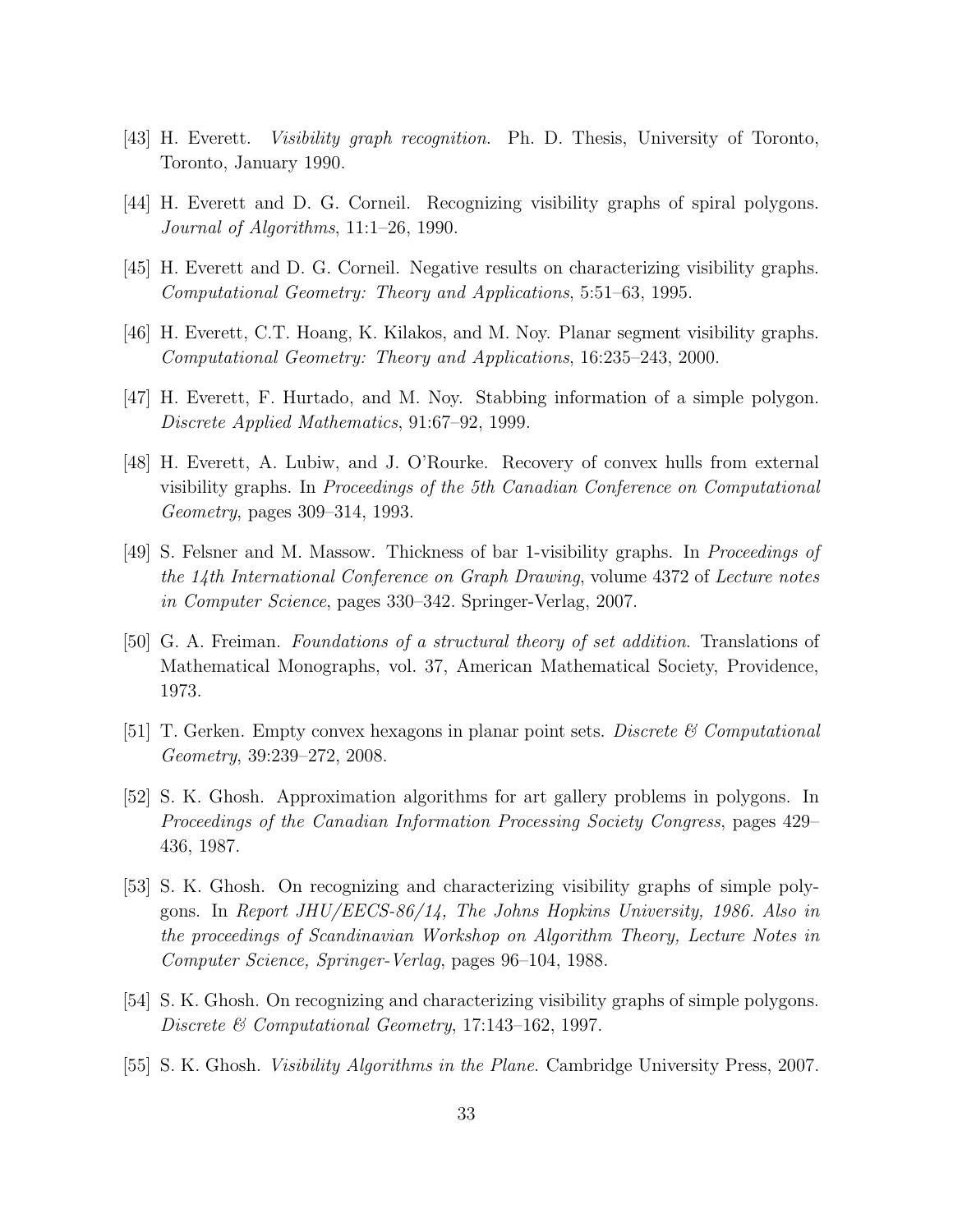[43] H. Everett. *Visibility graph recognition*. Ph. D. Thesis, University of Toronto, Toronto, January 1990.

[44] H. Everett and D. G. Corneil. Recognizing visibility graphs of spiral polygons. *Journal of Algorithms*, 11:1–26, 1990.

[45] H. Everett and D. G. Corneil. Negative results on characterizing visibility graphs. *Computational Geometry: Theory and Applications*, 5:51–63, 1995.

[46] H. Everett, C.T. Hoang, K. Kilakos, and M. Noy. Planar segment visibility graphs. *Computational Geometry: Theory and Applications*, 16:235–243, 2000.

[47] H. Everett, F. Hurtado, and M. Noy. Stabbing information of a simple polygon. *Discrete Applied Mathematics*, 91:67–92, 1999.

[48] H. Everett, A. Lubiw, and J. O'Rourke. Recovery of convex hulls from external visibility graphs. In *Proceedings of the 5th Canadian Conference on Computational Geometry*, pages 309–314, 1993.

[49] S. Felsner and M. Massow. Thickness of bar 1-visibility graphs. In *Proceedings of the 14th International Conference on Graph Drawing*, volume 4372 of *Lecture notes in Computer Science*, pages 330–342. Springer-Verlag, 2007.

[50] G. A. Freiman. *Foundations of a structural theory of set addition*. Translations of Mathematical Monographs, vol. 37, American Mathematical Society, Providence, 1973.

[51] T. Gerken. Empty convex hexagons in planar point sets. *Discrete & Computational Geometry*, 39:239–272, 2008.

[52] S. K. Ghosh. Approximation algorithms for art gallery problems in polygons. In *Proceedings of the Canadian Information Processing Society Congress*, pages 429–436, 1987.

[53] S. K. Ghosh. On recognizing and characterizing visibility graphs of simple polygons. In *Report JHU/EECS-86/14, The Johns Hopkins University, 1986. Also in the proceedings of Scandinavian Workshop on Algorithm Theory, Lecture Notes in Computer Science, Springer-Verlag*, pages 96–104, 1988.

[54] S. K. Ghosh. On recognizing and characterizing visibility graphs of simple polygons. *Discrete & Computational Geometry*, 17:143–162, 1997.

[55] S. K. Ghosh. *Visibility Algorithms in the Plane*. Cambridge University Press, 2007.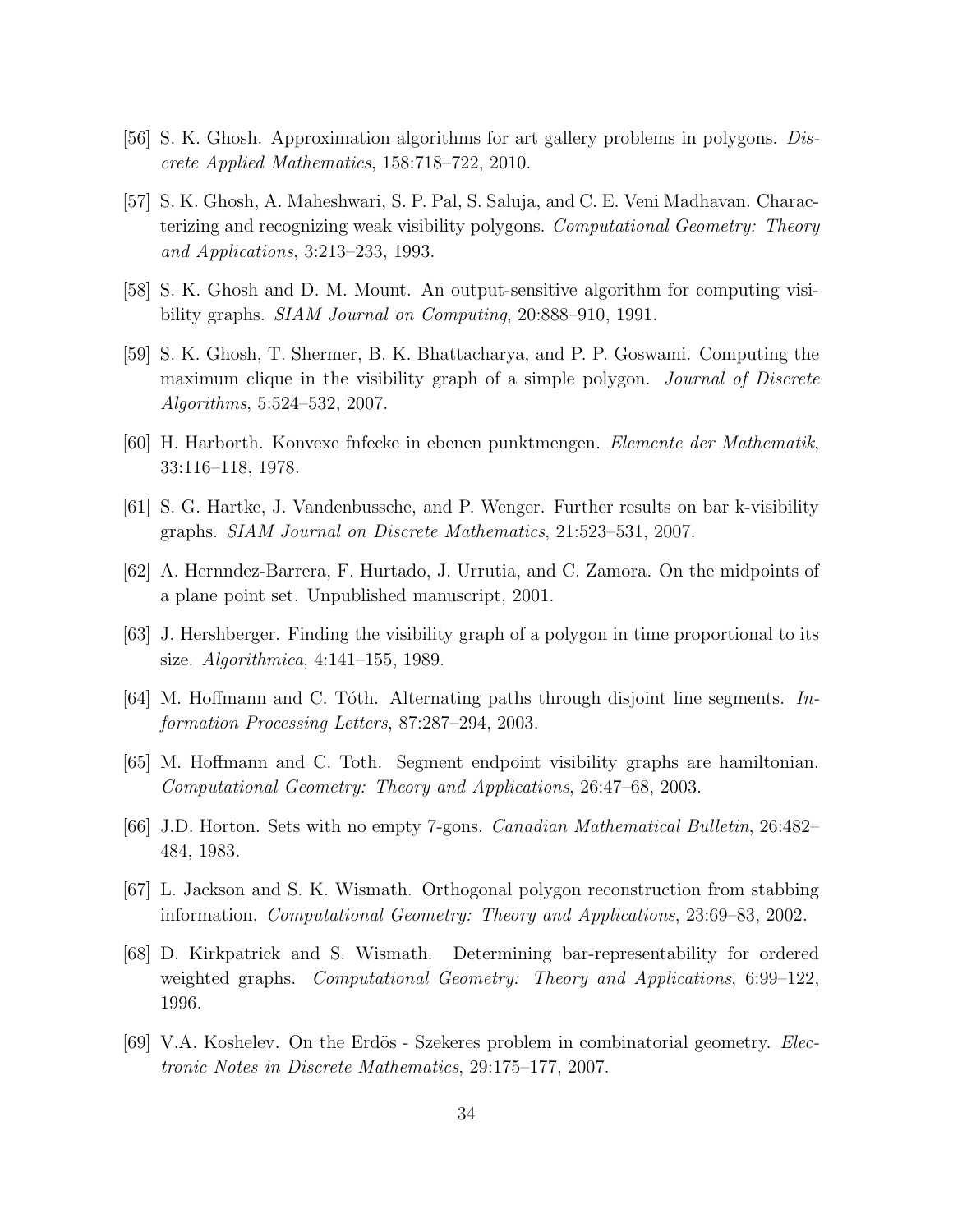[56] S. K. Ghosh. Approximation algorithms for art gallery problems in polygons. *Discrete Applied Mathematics*, 158:718–722, 2010.

[57] S. K. Ghosh, A. Maheshwari, S. P. Pal, S. Saluja, and C. E. Veni Madhavan. Characterizing and recognizing weak visibility polygons. *Computational Geometry: Theory and Applications*, 3:213–233, 1993.

[58] S. K. Ghosh and D. M. Mount. An output-sensitive algorithm for computing visibility graphs. *SIAM Journal on Computing*, 20:888–910, 1991.

[59] S. K. Ghosh, T. Shermer, B. K. Bhattacharya, and P. P. Goswami. Computing the maximum clique in the visibility graph of a simple polygon. *Journal of Discrete Algorithms*, 5:524–532, 2007.

[60] H. Harborth. Konvexe fnfecke in ebenen punktmengen. *Elemente der Mathematik*, 33:116–118, 1978.

[61] S. G. Hartke, J. Vandenbussche, and P. Wenger. Further results on bar k-visibility graphs. *SIAM Journal on Discrete Mathematics*, 21:523–531, 2007.

[62] A. Hernndez-Barrera, F. Hurtado, J. Urrutia, and C. Zamora. On the midpoints of a plane point set. Unpublished manuscript, 2001.

[63] J. Hershberger. Finding the visibility graph of a polygon in time proportional to its size. *Algorithmica*, 4:141–155, 1989.

[64] M. Hoffmann and C. Tóth. Alternating paths through disjoint line segments. *Information Processing Letters*, 87:287–294, 2003.

[65] M. Hoffmann and C. Toth. Segment endpoint visibility graphs are hamiltonian. *Computational Geometry: Theory and Applications*, 26:47–68, 2003.

[66] J.D. Horton. Sets with no empty 7-gons. *Canadian Mathematical Bulletin*, 26:482–484, 1983.

[67] L. Jackson and S. K. Wismath. Orthogonal polygon reconstruction from stabbing information. *Computational Geometry: Theory and Applications*, 23:69–83, 2002.

[68] D. Kirkpatrick and S. Wismath. Determining bar-representability for ordered weighted graphs. *Computational Geometry: Theory and Applications*, 6:99–122, 1996.

[69] V.A. Koshelev. On the Erdös - Szekeres problem in combinatorial geometry. *Electronic Notes in Discrete Mathematics*, 29:175–177, 2007.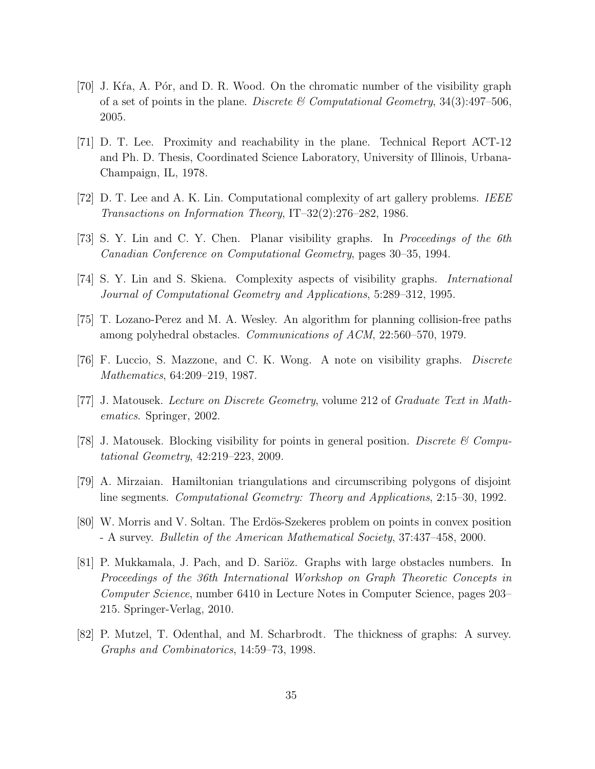[70] J. Kŕa, A. Pór, and D. R. Wood. On the chromatic number of the visibility graph of a set of points in the plane. *Discrete & Computational Geometry*, 34(3):497–506, 2005.

[71] D. T. Lee. Proximity and reachability in the plane. Technical Report ACT-12 and Ph. D. Thesis, Coordinated Science Laboratory, University of Illinois, Urbana-Champaign, IL, 1978.

[72] D. T. Lee and A. K. Lin. Computational complexity of art gallery problems. *IEEE Transactions on Information Theory*, IT–32(2):276–282, 1986.

[73] S. Y. Lin and C. Y. Chen. Planar visibility graphs. In *Proceedings of the 6th Canadian Conference on Computational Geometry*, pages 30–35, 1994.

[74] S. Y. Lin and S. Skiena. Complexity aspects of visibility graphs. *International Journal of Computational Geometry and Applications*, 5:289–312, 1995.

[75] T. Lozano-Perez and M. A. Wesley. An algorithm for planning collision-free paths among polyhedral obstacles. *Communications of ACM*, 22:560–570, 1979.

[76] F. Luccio, S. Mazzone, and C. K. Wong. A note on visibility graphs. *Discrete Mathematics*, 64:209–219, 1987.

[77] J. Matousek. *Lecture on Discrete Geometry*, volume 212 of *Graduate Text in Mathematics*. Springer, 2002.

[78] J. Matousek. Blocking visibility for points in general position. *Discrete & Computational Geometry*, 42:219–223, 2009.

[79] A. Mirzaian. Hamiltonian triangulations and circumscribing polygons of disjoint line segments. *Computational Geometry: Theory and Applications*, 2:15–30, 1992.

[80] W. Morris and V. Soltan. The Erdös-Szekeres problem on points in convex position - A survey. *Bulletin of the American Mathematical Society*, 37:437–458, 2000.

[81] P. Mukkamala, J. Pach, and D. Sariöz. Graphs with large obstacles numbers. In *Proceedings of the 36th International Workshop on Graph Theoretic Concepts in Computer Science*, number 6410 in Lecture Notes in Computer Science, pages 203–215. Springer-Verlag, 2010.

[82] P. Mutzel, T. Odenthal, and M. Scharbrodt. The thickness of graphs: A survey. *Graphs and Combinatorics*, 14:59–73, 1998.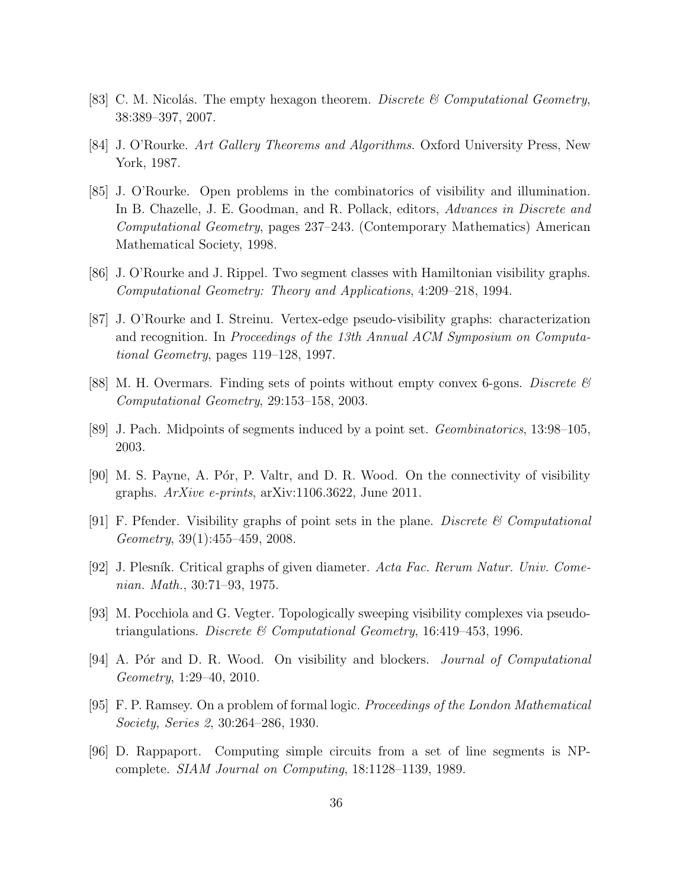[83] C. M. Nicolás. The empty hexagon theorem. *Discrete & Computational Geometry*, 38:389–397, 2007.

[84] J. O'Rourke. *Art Gallery Theorems and Algorithms*. Oxford University Press, New York, 1987.

[85] J. O'Rourke. Open problems in the combinatorics of visibility and illumination. In B. Chazelle, J. E. Goodman, and R. Pollack, editors, *Advances in Discrete and Computational Geometry*, pages 237–243. (Contemporary Mathematics) American Mathematical Society, 1998.

[86] J. O'Rourke and J. Rippel. Two segment classes with Hamiltonian visibility graphs. *Computational Geometry: Theory and Applications*, 4:209–218, 1994.

[87] J. O'Rourke and I. Streinu. Vertex-edge pseudo-visibility graphs: characterization and recognition. In *Proceedings of the 13th Annual ACM Symposium on Computational Geometry*, pages 119–128, 1997.

[88] M. H. Overmars. Finding sets of points without empty convex 6-gons. *Discrete & Computational Geometry*, 29:153–158, 2003.

[89] J. Pach. Midpoints of segments induced by a point set. *Geombinatorics*, 13:98–105, 2003.

[90] M. S. Payne, A. Pór, P. Valtr, and D. R. Wood. On the connectivity of visibility graphs. *ArXive e-prints*, arXiv:1106.3622, June 2011.

[91] F. Pfender. Visibility graphs of point sets in the plane. *Discrete & Computational Geometry*, 39(1):455–459, 2008.

[92] J. Plesník. Critical graphs of given diameter. *Acta Fac. Rerum Natur. Univ. Comenian. Math.*, 30:71–93, 1975.

[93] M. Pocchiola and G. Vegter. Topologically sweeping visibility complexes via pseudo-triangulations. *Discrete & Computational Geometry*, 16:419–453, 1996.

[94] A. Pór and D. R. Wood. On visibility and blockers. *Journal of Computational Geometry*, 1:29–40, 2010.

[95] F. P. Ramsey. On a problem of formal logic. *Proceedings of the London Mathematical Society, Series 2*, 30:264–286, 1930.

[96] D. Rappaport. Computing simple circuits from a set of line segments is NP-complete. *SIAM Journal on Computing*, 18:1128–1139, 1989.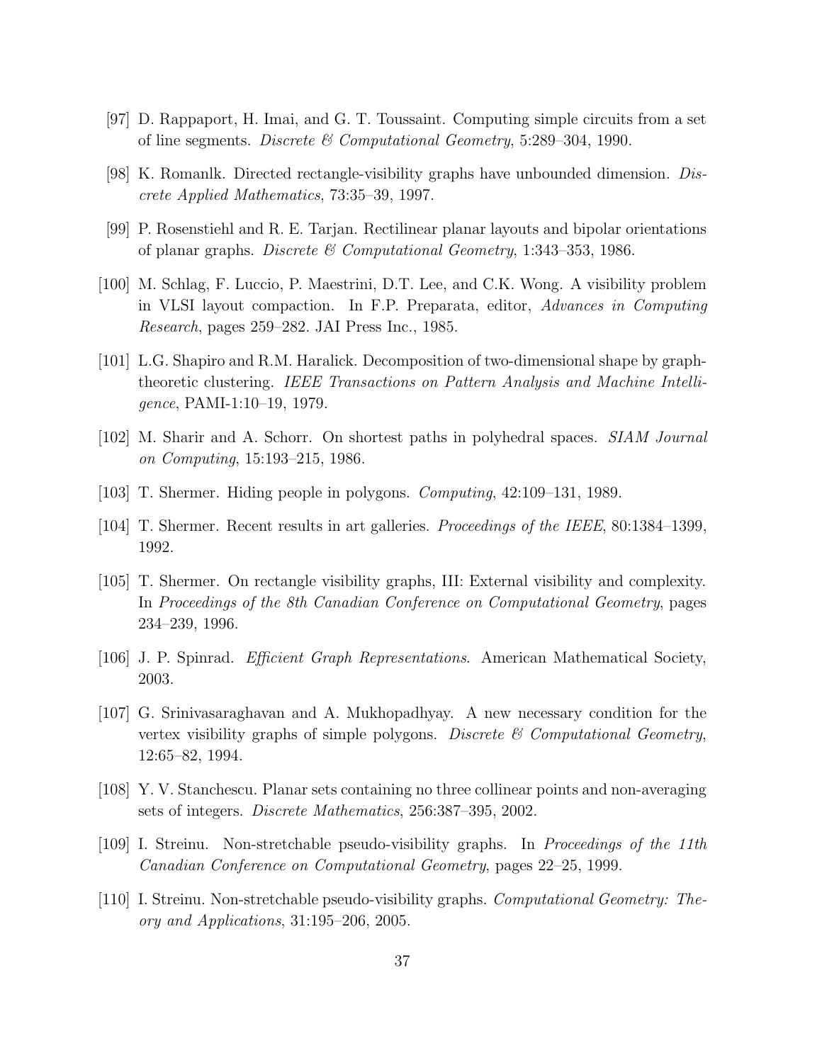[97] D. Rappaport, H. Imai, and G. T. Toussaint. Computing simple circuits from a set of line segments. *Discrete & Computational Geometry*, 5:289–304, 1990.

[98] K. Romanlk. Directed rectangle-visibility graphs have unbounded dimension. *Discrete Applied Mathematics*, 73:35–39, 1997.

[99] P. Rosenstiehl and R. E. Tarjan. Rectilinear planar layouts and bipolar orientations of planar graphs. *Discrete & Computational Geometry*, 1:343–353, 1986.

[100] M. Schlag, F. Luccio, P. Maestrini, D.T. Lee, and C.K. Wong. A visibility problem in VLSI layout compaction. In F.P. Preparata, editor, *Advances in Computing Research*, pages 259–282. JAI Press Inc., 1985.

[101] L.G. Shapiro and R.M. Haralick. Decomposition of two-dimensional shape by graph-theoretic clustering. *IEEE Transactions on Pattern Analysis and Machine Intelligence*, PAMI-1:10–19, 1979.

[102] M. Sharir and A. Schorr. On shortest paths in polyhedral spaces. *SIAM Journal on Computing*, 15:193–215, 1986.

[103] T. Shermer. Hiding people in polygons. *Computing*, 42:109–131, 1989.

[104] T. Shermer. Recent results in art galleries. *Proceedings of the IEEE*, 80:1384–1399, 1992.

[105] T. Shermer. On rectangle visibility graphs, III: External visibility and complexity. In *Proceedings of the 8th Canadian Conference on Computational Geometry*, pages 234–239, 1996.

[106] J. P. Spinrad. *Efficient Graph Representations*. American Mathematical Society, 2003.

[107] G. Srinivasaraghavan and A. Mukhopadhyay. A new necessary condition for the vertex visibility graphs of simple polygons. *Discrete & Computational Geometry*, 12:65–82, 1994.

[108] Y. V. Stanchescu. Planar sets containing no three collinear points and non-averaging sets of integers. *Discrete Mathematics*, 256:387–395, 2002.

[109] I. Streinu. Non-stretchable pseudo-visibility graphs. In *Proceedings of the 11th Canadian Conference on Computational Geometry*, pages 22–25, 1999.

[110] I. Streinu. Non-stretchable pseudo-visibility graphs. *Computational Geometry: Theory and Applications*, 31:195–206, 2005.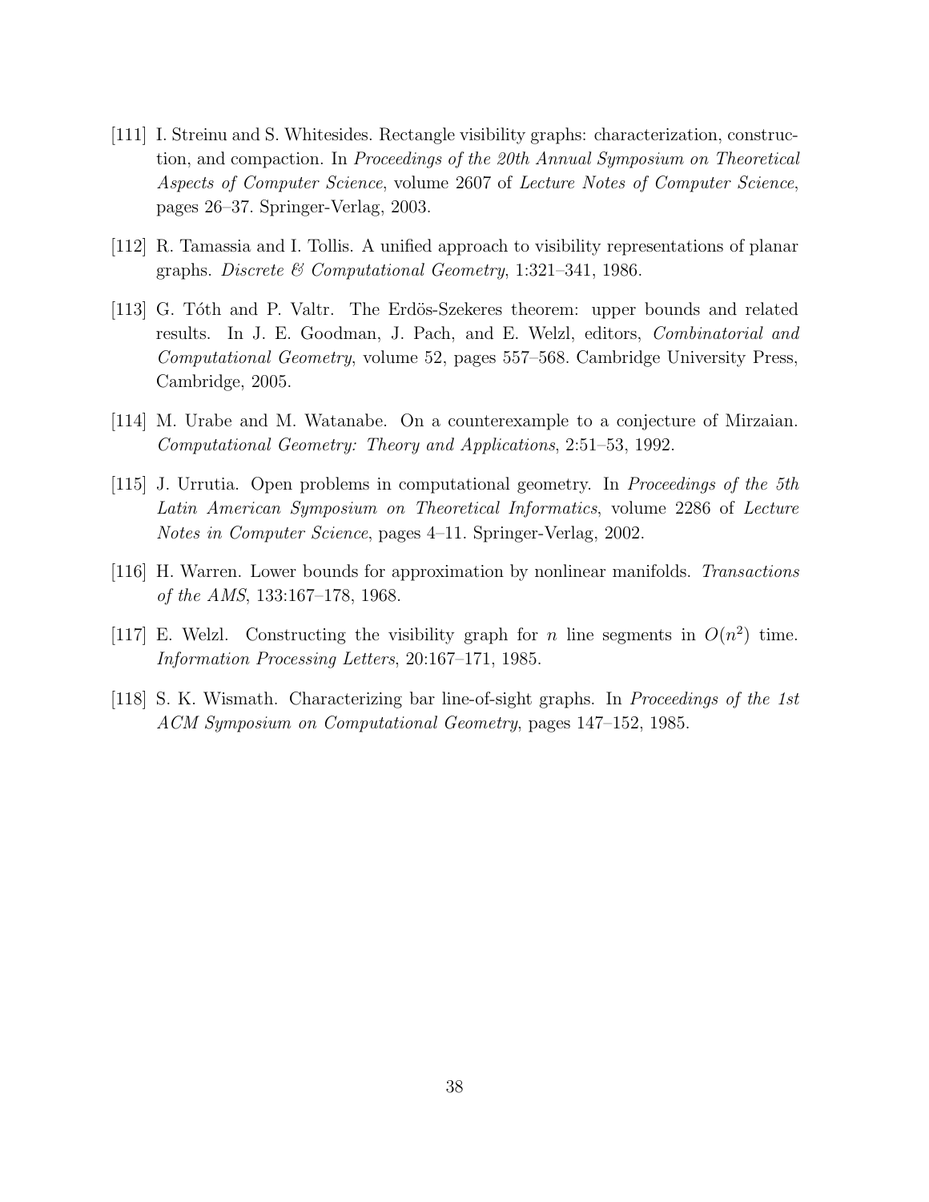[111] I. Streinu and S. Whitesides. Rectangle visibility graphs: characterization, construction, and compaction. In *Proceedings of the 20th Annual Symposium on Theoretical Aspects of Computer Science*, volume 2607 of *Lecture Notes of Computer Science*, pages 26–37. Springer-Verlag, 2003.

[112] R. Tamassia and I. Tollis. A unified approach to visibility representations of planar graphs. *Discrete & Computational Geometry*, 1:321–341, 1986.

[113] G. Tóth and P. Valtr. The Erdös-Szekeres theorem: upper bounds and related results. In J. E. Goodman, J. Pach, and E. Welzl, editors, *Combinatorial and Computational Geometry*, volume 52, pages 557–568. Cambridge University Press, Cambridge, 2005.

[114] M. Urabe and M. Watanabe. On a counterexample to a conjecture of Mirzaian. *Computational Geometry: Theory and Applications*, 2:51–53, 1992.

[115] J. Urrutia. Open problems in computational geometry. In *Proceedings of the 5th Latin American Symposium on Theoretical Informatics*, volume 2286 of *Lecture Notes in Computer Science*, pages 4–11. Springer-Verlag, 2002.

[116] H. Warren. Lower bounds for approximation by nonlinear manifolds. *Transactions of the AMS*, 133:167–178, 1968.

[117] E. Welzl. Constructing the visibility graph for $n$ line segments in $O(n^2)$ time. *Information Processing Letters*, 20:167–171, 1985.

[118] S. K. Wismath. Characterizing bar line-of-sight graphs. In *Proceedings of the 1st ACM Symposium on Computational Geometry*, pages 147–152, 1985.